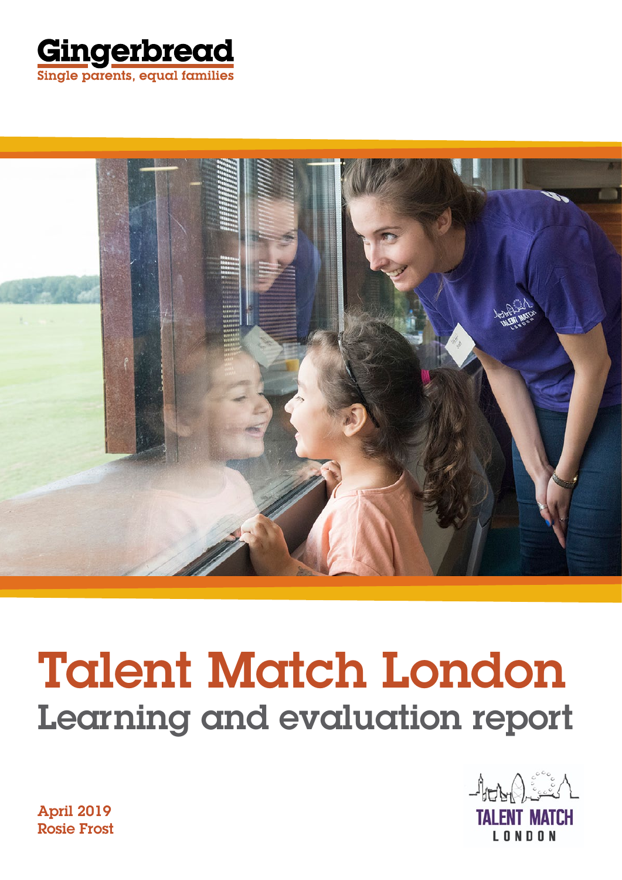Gingerbread

Single parents, equal families

# Talent Match London

## Learning and evaluation report

April 2019

Rosie Frost

TALENT MATCH LONDON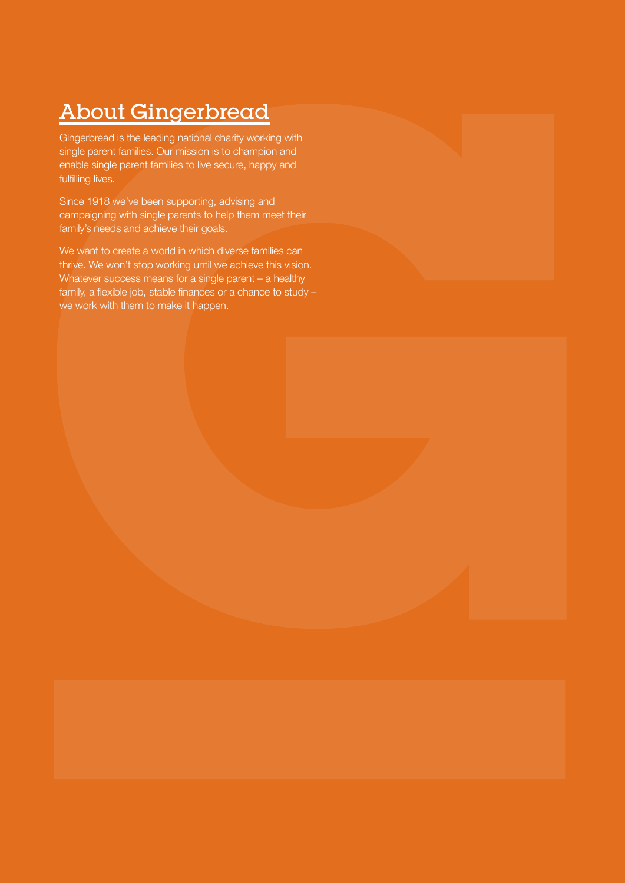# About Gingerbread

Gingerbread is the leading national charity working with single parent families. Our mission is to champion and enable single parent families to live secure, happy and fulfilling lives.

Since 1918 we've been supporting, advising and campaigning with single parents to help them meet their family's needs and achieve their goals.

We want to create a world in which diverse families can thrive. We won't stop working until we achieve this vision. Whatever success means for a single parent – a healthy family, a flexible job, stable finances or a chance to study – we work with them to make it happen.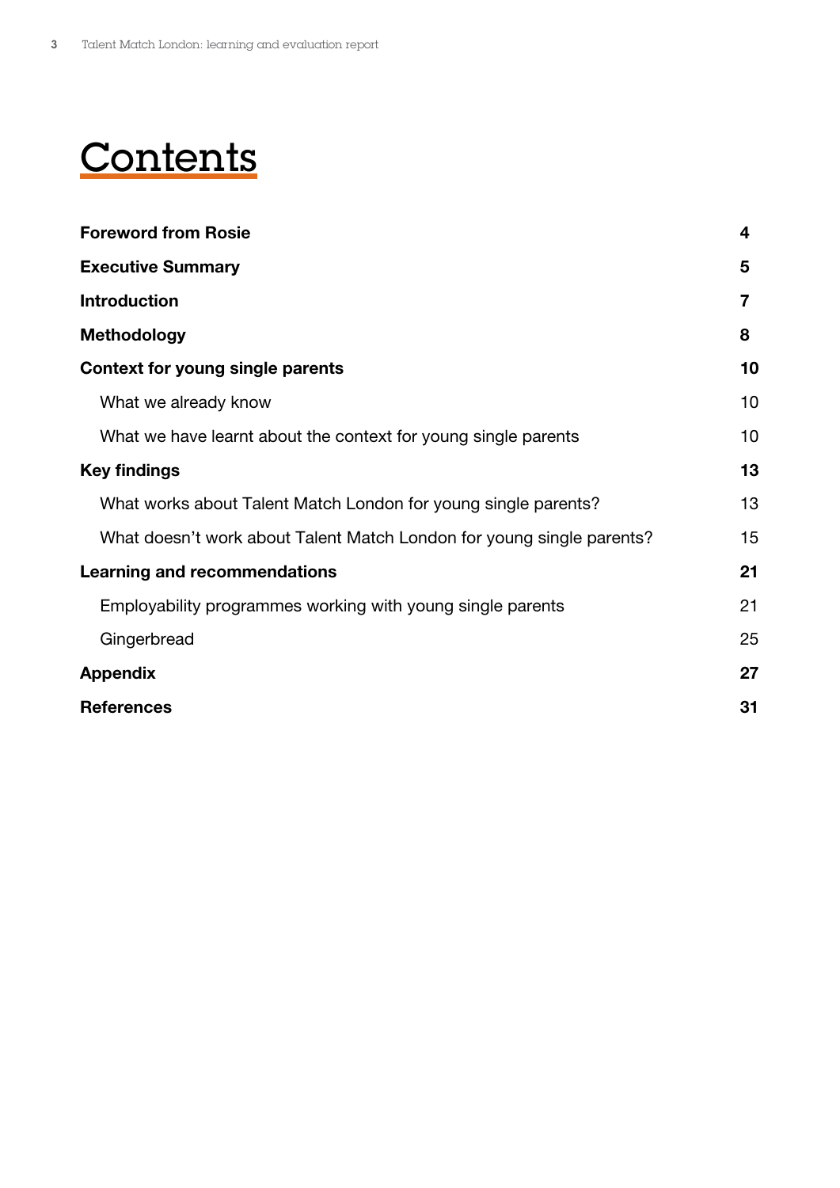# Contents

| | |
|---|---|
| **Foreword from Rosie** | **4** |
| **Executive Summary** | **5** |
| **Introduction** | **7** |
| **Methodology** | **8** |
| **Context for young single parents** | **10** |
| What we already know | 10 |
| What we have learnt about the context for young single parents | 10 |
| **Key findings** | **13** |
| What works about Talent Match London for young single parents? | 13 |
| What doesn't work about Talent Match London for young single parents? | 15 |
| **Learning and recommendations** | **21** |
| Employability programmes working with young single parents | 21 |
| Gingerbread | 25 |
| **Appendix** | **27** |
| **References** | **31** |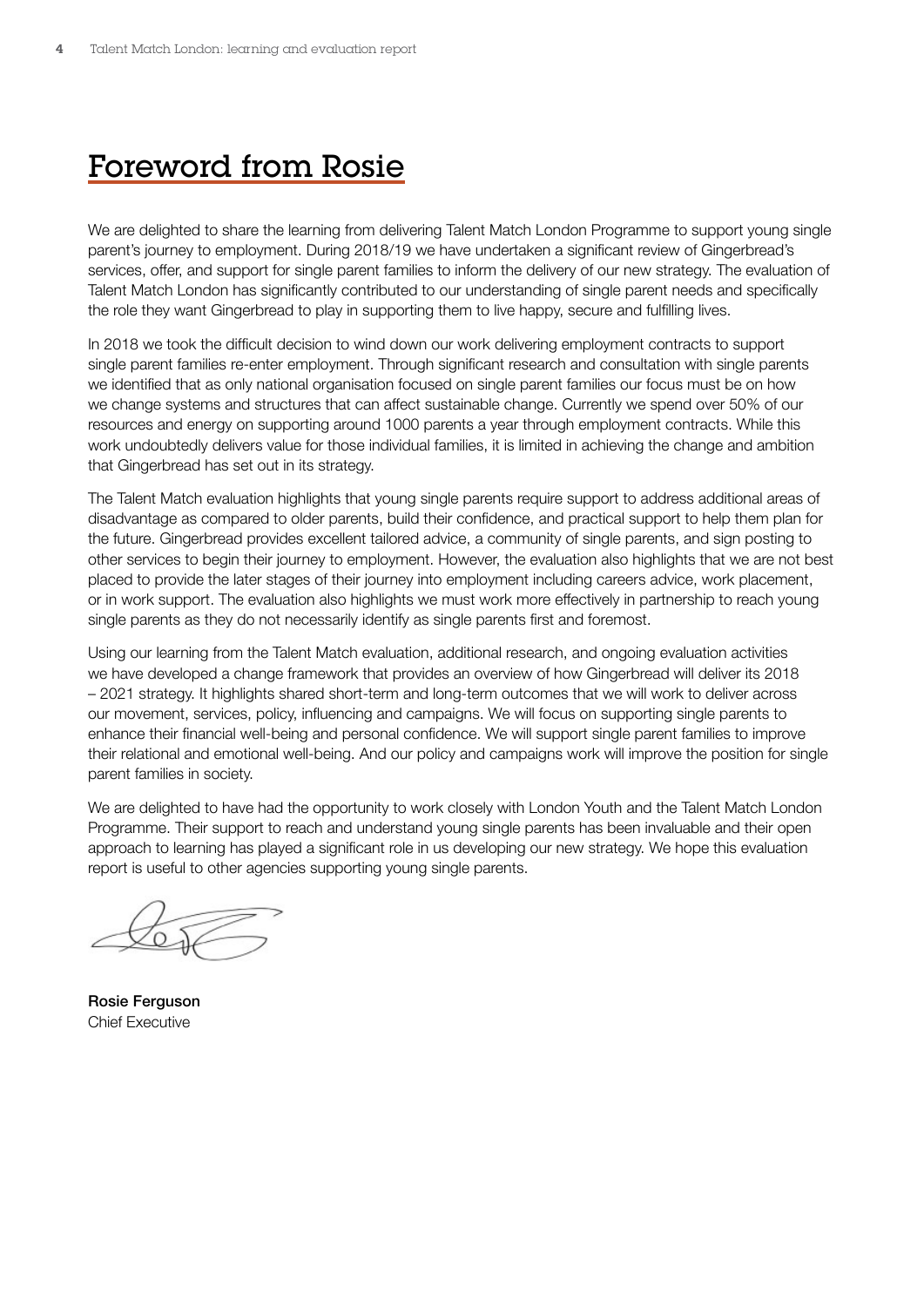# Foreword from Rosie

We are delighted to share the learning from delivering Talent Match London Programme to support young single parent's journey to employment. During 2018/19 we have undertaken a significant review of Gingerbread's services, offer, and support for single parent families to inform the delivery of our new strategy. The evaluation of Talent Match London has significantly contributed to our understanding of single parent needs and specifically the role they want Gingerbread to play in supporting them to live happy, secure and fulfilling lives.

In 2018 we took the difficult decision to wind down our work delivering employment contracts to support single parent families re-enter employment. Through significant research and consultation with single parents we identified that as only national organisation focused on single parent families our focus must be on how we change systems and structures that can affect sustainable change. Currently we spend over 50% of our resources and energy on supporting around 1000 parents a year through employment contracts. While this work undoubtedly delivers value for those individual families, it is limited in achieving the change and ambition that Gingerbread has set out in its strategy.

The Talent Match evaluation highlights that young single parents require support to address additional areas of disadvantage as compared to older parents, build their confidence, and practical support to help them plan for the future. Gingerbread provides excellent tailored advice, a community of single parents, and sign posting to other services to begin their journey to employment. However, the evaluation also highlights that we are not best placed to provide the later stages of their journey into employment including careers advice, work placement, or in work support. The evaluation also highlights we must work more effectively in partnership to reach young single parents as they do not necessarily identify as single parents first and foremost.

Using our learning from the Talent Match evaluation, additional research, and ongoing evaluation activities we have developed a change framework that provides an overview of how Gingerbread will deliver its 2018 – 2021 strategy. It highlights shared short-term and long-term outcomes that we will work to deliver across our movement, services, policy, influencing and campaigns. We will focus on supporting single parents to enhance their financial well-being and personal confidence. We will support single parent families to improve their relational and emotional well-being. And our policy and campaigns work will improve the position for single parent families in society.

We are delighted to have had the opportunity to work closely with London Youth and the Talent Match London Programme. Their support to reach and understand young single parents has been invaluable and their open approach to learning has played a significant role in us developing our new strategy. We hope this evaluation report is useful to other agencies supporting young single parents.

**Rosie Ferguson**
Chief Executive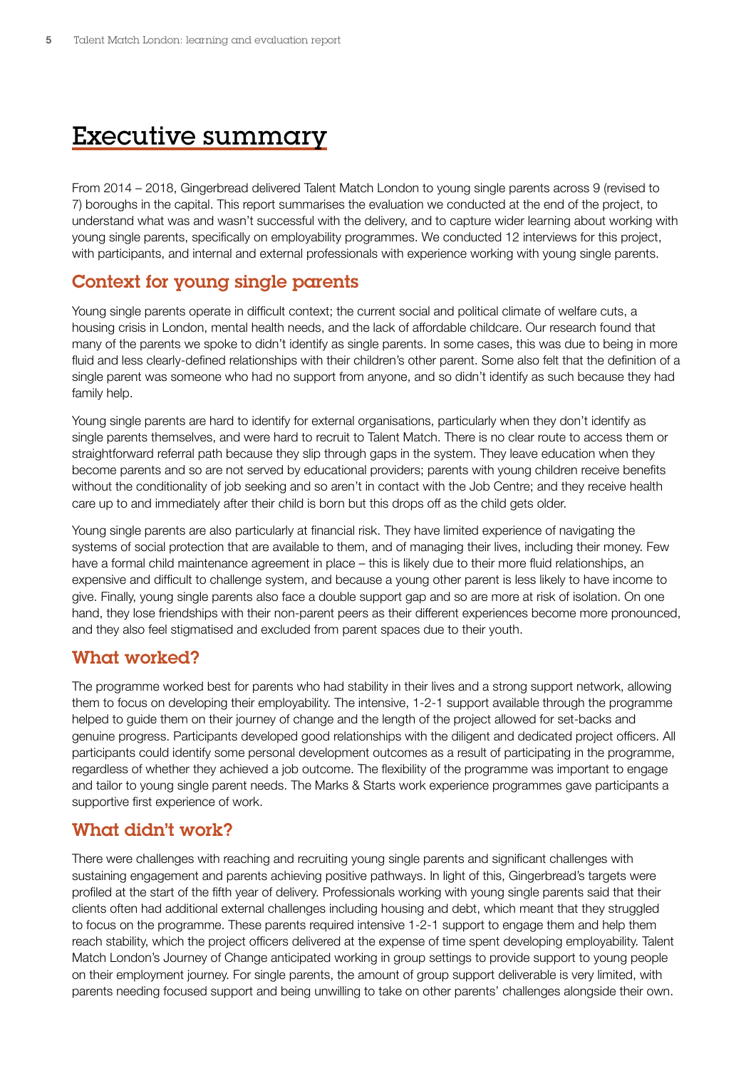# Executive summary

From 2014 – 2018, Gingerbread delivered Talent Match London to young single parents across 9 (revised to 7) boroughs in the capital. This report summarises the evaluation we conducted at the end of the project, to understand what was and wasn't successful with the delivery, and to capture wider learning about working with young single parents, specifically on employability programmes. We conducted 12 interviews for this project, with participants, and internal and external professionals with experience working with young single parents.

## Context for young single parents

Young single parents operate in difficult context; the current social and political climate of welfare cuts, a housing crisis in London, mental health needs, and the lack of affordable childcare. Our research found that many of the parents we spoke to didn't identify as single parents. In some cases, this was due to being in more fluid and less clearly-defined relationships with their children's other parent. Some also felt that the definition of a single parent was someone who had no support from anyone, and so didn't identify as such because they had family help.

Young single parents are hard to identify for external organisations, particularly when they don't identify as single parents themselves, and were hard to recruit to Talent Match. There is no clear route to access them or straightforward referral path because they slip through gaps in the system. They leave education when they become parents and so are not served by educational providers; parents with young children receive benefits without the conditionality of job seeking and so aren't in contact with the Job Centre; and they receive health care up to and immediately after their child is born but this drops off as the child gets older.

Young single parents are also particularly at financial risk. They have limited experience of navigating the systems of social protection that are available to them, and of managing their lives, including their money. Few have a formal child maintenance agreement in place – this is likely due to their more fluid relationships, an expensive and difficult to challenge system, and because a young other parent is less likely to have income to give. Finally, young single parents also face a double support gap and so are more at risk of isolation. On one hand, they lose friendships with their non-parent peers as their different experiences become more pronounced, and they also feel stigmatised and excluded from parent spaces due to their youth.

## What worked?

The programme worked best for parents who had stability in their lives and a strong support network, allowing them to focus on developing their employability. The intensive, 1-2-1 support available through the programme helped to guide them on their journey of change and the length of the project allowed for set-backs and genuine progress. Participants developed good relationships with the diligent and dedicated project officers. All participants could identify some personal development outcomes as a result of participating in the programme, regardless of whether they achieved a job outcome. The flexibility of the programme was important to engage and tailor to young single parent needs. The Marks & Starts work experience programmes gave participants a supportive first experience of work.

## What didn't work?

There were challenges with reaching and recruiting young single parents and significant challenges with sustaining engagement and parents achieving positive pathways. In light of this, Gingerbread's targets were profiled at the start of the fifth year of delivery. Professionals working with young single parents said that their clients often had additional external challenges including housing and debt, which meant that they struggled to focus on the programme. These parents required intensive 1-2-1 support to engage them and help them reach stability, which the project officers delivered at the expense of time spent developing employability. Talent Match London's Journey of Change anticipated working in group settings to provide support to young people on their employment journey. For single parents, the amount of group support deliverable is very limited, with parents needing focused support and being unwilling to take on other parents' challenges alongside their own.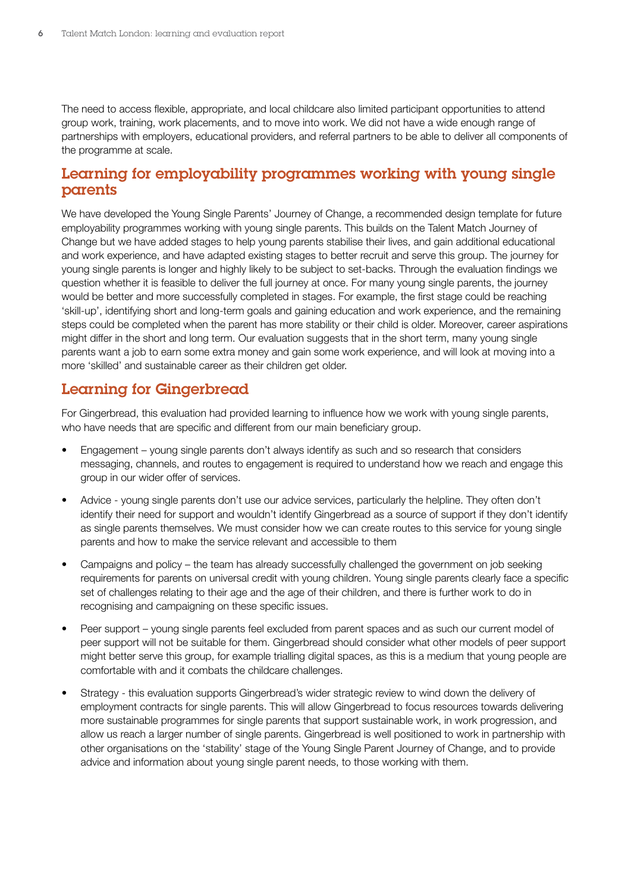The need to access flexible, appropriate, and local childcare also limited participant opportunities to attend group work, training, work placements, and to move into work. We did not have a wide enough range of partnerships with employers, educational providers, and referral partners to be able to deliver all components of the programme at scale.

## Learning for employability programmes working with young single parents

We have developed the Young Single Parents' Journey of Change, a recommended design template for future employability programmes working with young single parents. This builds on the Talent Match Journey of Change but we have added stages to help young parents stabilise their lives, and gain additional educational and work experience, and have adapted existing stages to better recruit and serve this group. The journey for young single parents is longer and highly likely to be subject to set-backs. Through the evaluation findings we question whether it is feasible to deliver the full journey at once. For many young single parents, the journey would be better and more successfully completed in stages. For example, the first stage could be reaching 'skill-up', identifying short and long-term goals and gaining education and work experience, and the remaining steps could be completed when the parent has more stability or their child is older. Moreover, career aspirations might differ in the short and long term. Our evaluation suggests that in the short term, many young single parents want a job to earn some extra money and gain some work experience, and will look at moving into a more 'skilled' and sustainable career as their children get older.

## Learning for Gingerbread

For Gingerbread, this evaluation had provided learning to influence how we work with young single parents, who have needs that are specific and different from our main beneficiary group.

- Engagement – young single parents don't always identify as such and so research that considers messaging, channels, and routes to engagement is required to understand how we reach and engage this group in our wider offer of services.
- Advice - young single parents don't use our advice services, particularly the helpline. They often don't identify their need for support and wouldn't identify Gingerbread as a source of support if they don't identify as single parents themselves. We must consider how we can create routes to this service for young single parents and how to make the service relevant and accessible to them
- Campaigns and policy – the team has already successfully challenged the government on job seeking requirements for parents on universal credit with young children. Young single parents clearly face a specific set of challenges relating to their age and the age of their children, and there is further work to do in recognising and campaigning on these specific issues.
- Peer support – young single parents feel excluded from parent spaces and as such our current model of peer support will not be suitable for them. Gingerbread should consider what other models of peer support might better serve this group, for example trialling digital spaces, as this is a medium that young people are comfortable with and it combats the childcare challenges.
- Strategy - this evaluation supports Gingerbread's wider strategic review to wind down the delivery of employment contracts for single parents. This will allow Gingerbread to focus resources towards delivering more sustainable programmes for single parents that support sustainable work, in work progression, and allow us reach a larger number of single parents. Gingerbread is well positioned to work in partnership with other organisations on the 'stability' stage of the Young Single Parent Journey of Change, and to provide advice and information about young single parent needs, to those working with them.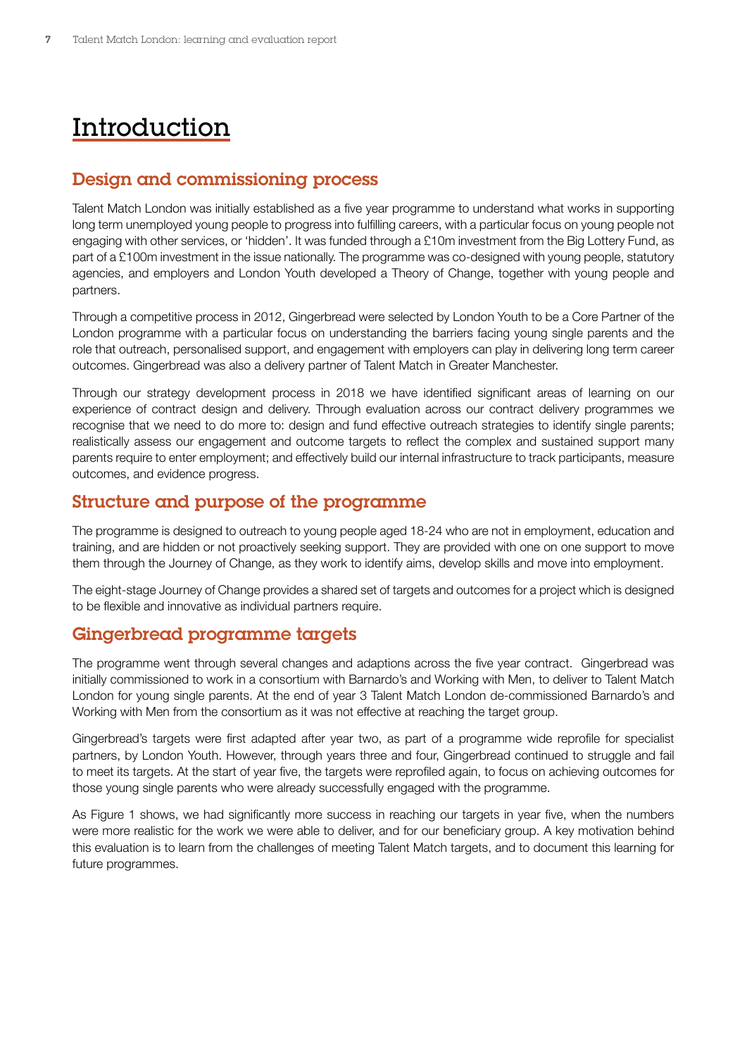# Introduction

## Design and commissioning process

Talent Match London was initially established as a five year programme to understand what works in supporting long term unemployed young people to progress into fulfilling careers, with a particular focus on young people not engaging with other services, or 'hidden'. It was funded through a £10m investment from the Big Lottery Fund, as part of a £100m investment in the issue nationally. The programme was co-designed with young people, statutory agencies, and employers and London Youth developed a Theory of Change, together with young people and partners.

Through a competitive process in 2012, Gingerbread were selected by London Youth to be a Core Partner of the London programme with a particular focus on understanding the barriers facing young single parents and the role that outreach, personalised support, and engagement with employers can play in delivering long term career outcomes. Gingerbread was also a delivery partner of Talent Match in Greater Manchester.

Through our strategy development process in 2018 we have identified significant areas of learning on our experience of contract design and delivery. Through evaluation across our contract delivery programmes we recognise that we need to do more to: design and fund effective outreach strategies to identify single parents; realistically assess our engagement and outcome targets to reflect the complex and sustained support many parents require to enter employment; and effectively build our internal infrastructure to track participants, measure outcomes, and evidence progress.

## Structure and purpose of the programme

The programme is designed to outreach to young people aged 18-24 who are not in employment, education and training, and are hidden or not proactively seeking support. They are provided with one on one support to move them through the Journey of Change, as they work to identify aims, develop skills and move into employment.

The eight-stage Journey of Change provides a shared set of targets and outcomes for a project which is designed to be flexible and innovative as individual partners require.

## Gingerbread programme targets

The programme went through several changes and adaptions across the five year contract. Gingerbread was initially commissioned to work in a consortium with Barnardo's and Working with Men, to deliver to Talent Match London for young single parents. At the end of year 3 Talent Match London de-commissioned Barnardo's and Working with Men from the consortium as it was not effective at reaching the target group.

Gingerbread's targets were first adapted after year two, as part of a programme wide reprofile for specialist partners, by London Youth. However, through years three and four, Gingerbread continued to struggle and fail to meet its targets. At the start of year five, the targets were reprofiled again, to focus on achieving outcomes for those young single parents who were already successfully engaged with the programme.

As Figure 1 shows, we had significantly more success in reaching our targets in year five, when the numbers were more realistic for the work we were able to deliver, and for our beneficiary group. A key motivation behind this evaluation is to learn from the challenges of meeting Talent Match targets, and to document this learning for future programmes.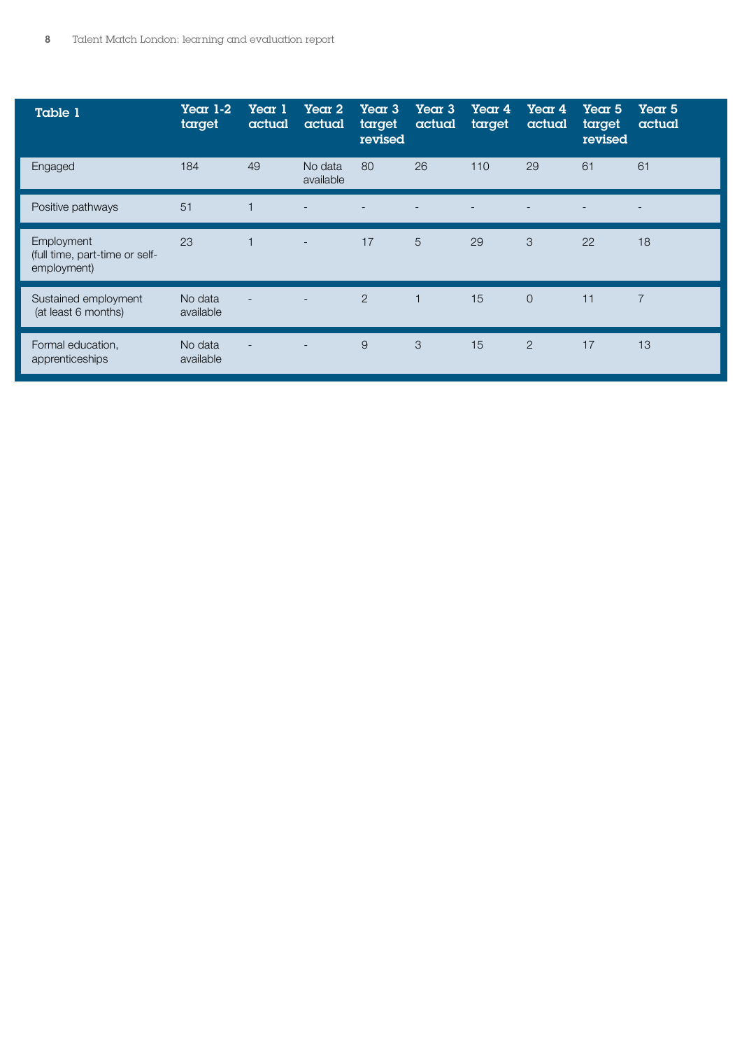| Table 1 | Year 1-2 target | Year 1 actual | Year 2 actual | Year 3 target revised | Year 3 actual | Year 4 target | Year 4 actual | Year 5 target revised | Year 5 actual |
|---|---|---|---|---|---|---|---|---|---|
| Engaged | 184 | 49 | No data available | 80 | 26 | 110 | 29 | 61 | 61 |
| Positive pathways | 51 | 1 | - | - | - | - | - | - | - |
| Employment (full time, part-time or self-employment) | 23 | 1 | - | 17 | 5 | 29 | 3 | 22 | 18 |
| Sustained employment (at least 6 months) | No data available | - | - | 2 | 1 | 15 | 0 | 11 | 7 |
| Formal education, apprenticeships | No data available | - | - | 9 | 3 | 15 | 2 | 17 | 13 |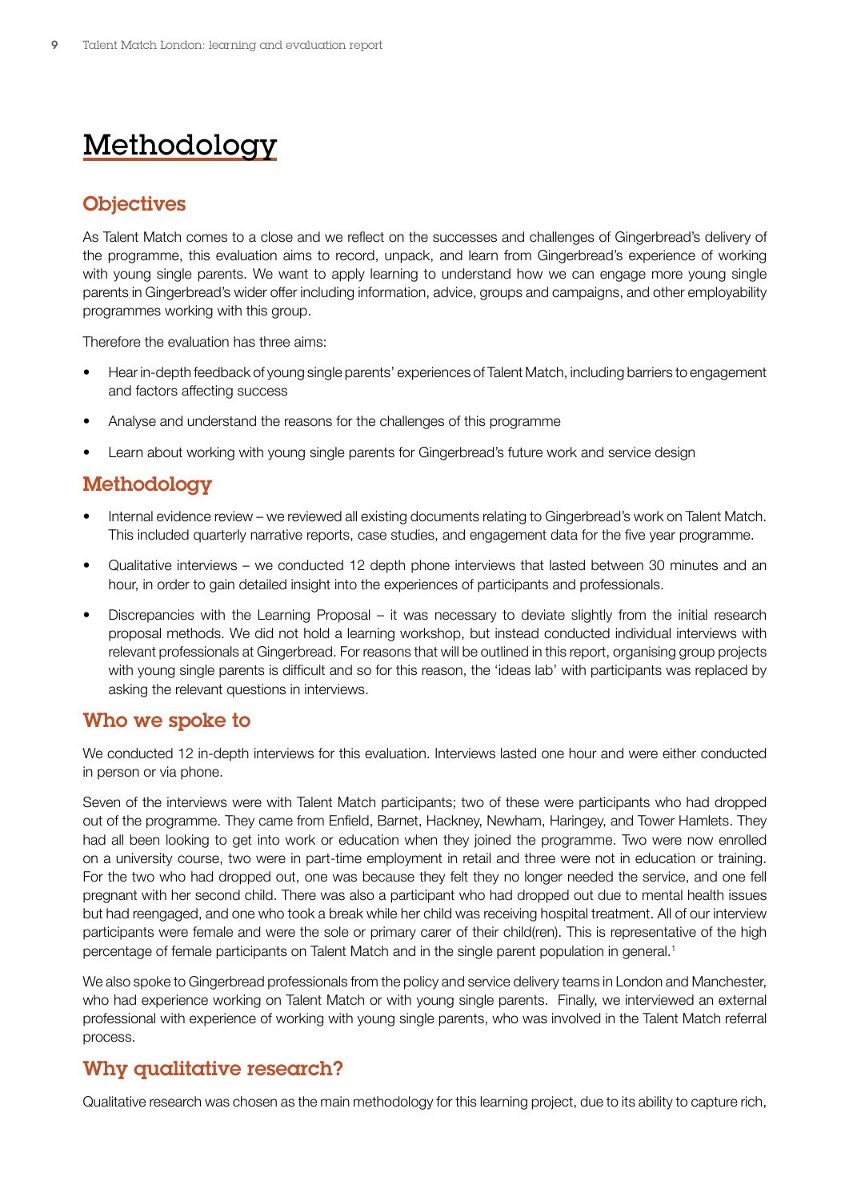# Methodology

## Objectives

As Talent Match comes to a close and we reflect on the successes and challenges of Gingerbread's delivery of the programme, this evaluation aims to record, unpack, and learn from Gingerbread's experience of working with young single parents. We want to apply learning to understand how we can engage more young single parents in Gingerbread's wider offer including information, advice, groups and campaigns, and other employability programmes working with this group.

Therefore the evaluation has three aims:

- Hear in-depth feedback of young single parents' experiences of Talent Match, including barriers to engagement and factors affecting success
- Analyse and understand the reasons for the challenges of this programme
- Learn about working with young single parents for Gingerbread's future work and service design

## Methodology

- Internal evidence review – we reviewed all existing documents relating to Gingerbread's work on Talent Match. This included quarterly narrative reports, case studies, and engagement data for the five year programme.
- Qualitative interviews – we conducted 12 depth phone interviews that lasted between 30 minutes and an hour, in order to gain detailed insight into the experiences of participants and professionals.
- Discrepancies with the Learning Proposal – it was necessary to deviate slightly from the initial research proposal methods. We did not hold a learning workshop, but instead conducted individual interviews with relevant professionals at Gingerbread. For reasons that will be outlined in this report, organising group projects with young single parents is difficult and so for this reason, the 'ideas lab' with participants was replaced by asking the relevant questions in interviews.

## Who we spoke to

We conducted 12 in-depth interviews for this evaluation. Interviews lasted one hour and were either conducted in person or via phone.

Seven of the interviews were with Talent Match participants; two of these were participants who had dropped out of the programme. They came from Enfield, Barnet, Hackney, Newham, Haringey, and Tower Hamlets. They had all been looking to get into work or education when they joined the programme. Two were now enrolled on a university course, two were in part-time employment in retail and three were not in education or training. For the two who had dropped out, one was because they felt they no longer needed the service, and one fell pregnant with her second child. There was also a participant who had dropped out due to mental health issues but had reengaged, and one who took a break while her child was receiving hospital treatment. All of our interview participants were female and were the sole or primary carer of their child(ren). This is representative of the high percentage of female participants on Talent Match and in the single parent population in general.[1]

We also spoke to Gingerbread professionals from the policy and service delivery teams in London and Manchester, who had experience working on Talent Match or with young single parents. Finally, we interviewed an external professional with experience of working with young single parents, who was involved in the Talent Match referral process.

## Why qualitative research?

Qualitative research was chosen as the main methodology for this learning project, due to its ability to capture rich,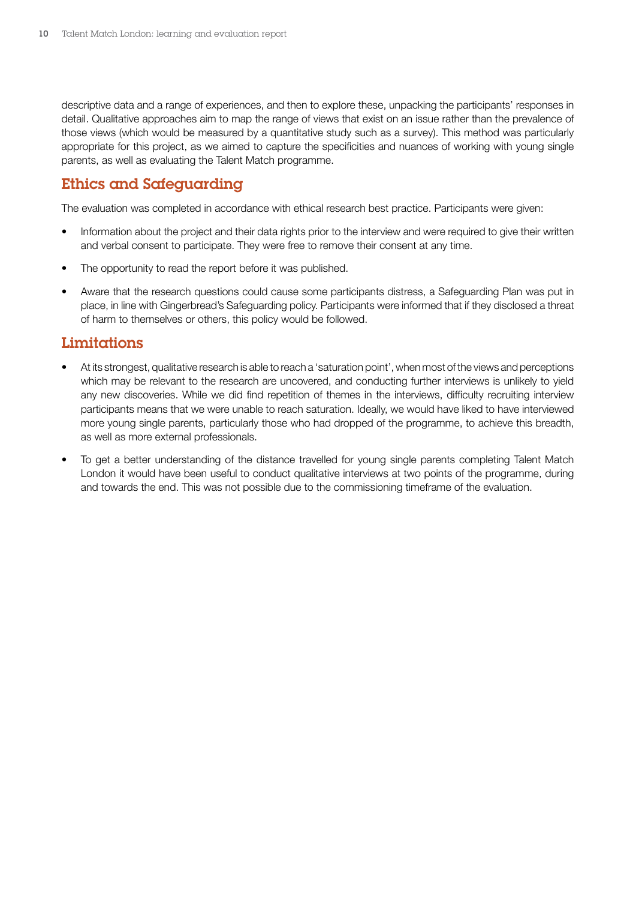descriptive data and a range of experiences, and then to explore these, unpacking the participants' responses in detail. Qualitative approaches aim to map the range of views that exist on an issue rather than the prevalence of those views (which would be measured by a quantitative study such as a survey). This method was particularly appropriate for this project, as we aimed to capture the specificities and nuances of working with young single parents, as well as evaluating the Talent Match programme.

## Ethics and Safeguarding

The evaluation was completed in accordance with ethical research best practice. Participants were given:

- Information about the project and their data rights prior to the interview and were required to give their written and verbal consent to participate. They were free to remove their consent at any time.
- The opportunity to read the report before it was published.
- Aware that the research questions could cause some participants distress, a Safeguarding Plan was put in place, in line with Gingerbread's Safeguarding policy. Participants were informed that if they disclosed a threat of harm to themselves or others, this policy would be followed.

## Limitations

- At its strongest, qualitative research is able to reach a 'saturation point', when most of the views and perceptions which may be relevant to the research are uncovered, and conducting further interviews is unlikely to yield any new discoveries. While we did find repetition of themes in the interviews, difficulty recruiting interview participants means that we were unable to reach saturation. Ideally, we would have liked to have interviewed more young single parents, particularly those who had dropped of the programme, to achieve this breadth, as well as more external professionals.
- To get a better understanding of the distance travelled for young single parents completing Talent Match London it would have been useful to conduct qualitative interviews at two points of the programme, during and towards the end. This was not possible due to the commissioning timeframe of the evaluation.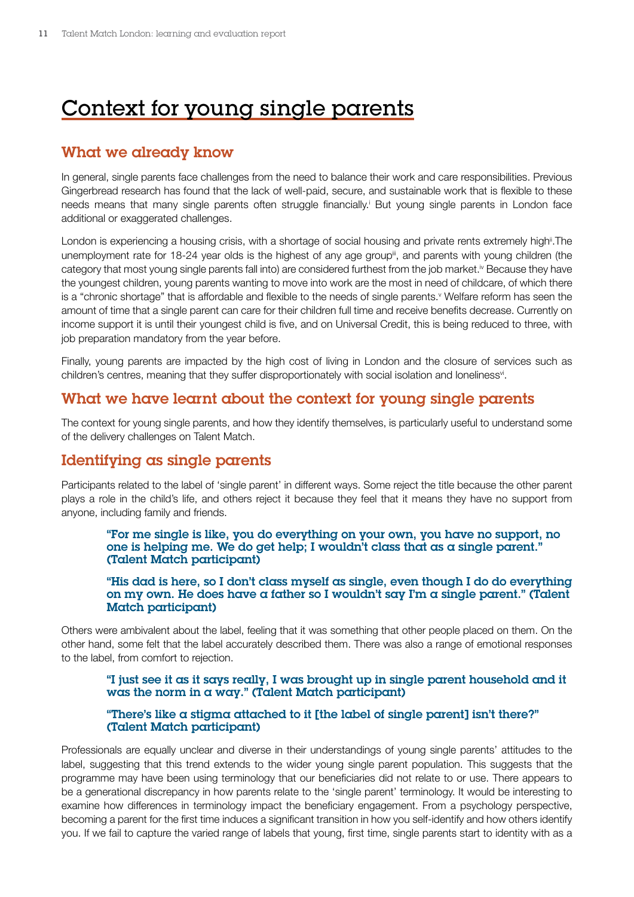# Context for young single parents

## What we already know

In general, single parents face challenges from the need to balance their work and care responsibilities. Previous Gingerbread research has found that the lack of well-paid, secure, and sustainable work that is flexible to these needs means that many single parents often struggle financially.[i] But young single parents in London face additional or exaggerated challenges.

London is experiencing a housing crisis, with a shortage of social housing and private rents extremely high[ii].The unemployment rate for 18-24 year olds is the highest of any age group[iii], and parents with young children (the category that most young single parents fall into) are considered furthest from the job market.[iv] Because they have the youngest children, young parents wanting to move into work are the most in need of childcare, of which there is a "chronic shortage" that is affordable and flexible to the needs of single parents.[v] Welfare reform has seen the amount of time that a single parent can care for their children full time and receive benefits decrease. Currently on income support it is until their youngest child is five, and on Universal Credit, this is being reduced to three, with job preparation mandatory from the year before.

Finally, young parents are impacted by the high cost of living in London and the closure of services such as children's centres, meaning that they suffer disproportionately with social isolation and loneliness[vi].

## What we have learnt about the context for young single parents

The context for young single parents, and how they identify themselves, is particularly useful to understand some of the delivery challenges on Talent Match.

## Identifying as single parents

Participants related to the label of 'single parent' in different ways. Some reject the title because the other parent plays a role in the child's life, and others reject it because they feel that it means they have no support from anyone, including family and friends.

> **"For me single is like, you do everything on your own, you have no support, no one is helping me. We do get help; I wouldn't class that as a single parent." (Talent Match participant)**

> **"His dad is here, so I don't class myself as single, even though I do do everything on my own. He does have a father so I wouldn't say I'm a single parent." (Talent Match participant)**

Others were ambivalent about the label, feeling that it was something that other people placed on them. On the other hand, some felt that the label accurately described them. There was also a range of emotional responses to the label, from comfort to rejection.

> **"I just see it as it says really, I was brought up in single parent household and it was the norm in a way." (Talent Match participant)**

> **"There's like a stigma attached to it [the label of single parent] isn't there?" (Talent Match participant)**

Professionals are equally unclear and diverse in their understandings of young single parents' attitudes to the label, suggesting that this trend extends to the wider young single parent population. This suggests that the programme may have been using terminology that our beneficiaries did not relate to or use. There appears to be a generational discrepancy in how parents relate to the 'single parent' terminology. It would be interesting to examine how differences in terminology impact the beneficiary engagement. From a psychology perspective, becoming a parent for the first time induces a significant transition in how you self-identify and how others identify you. If we fail to capture the varied range of labels that young, first time, single parents start to identity with as a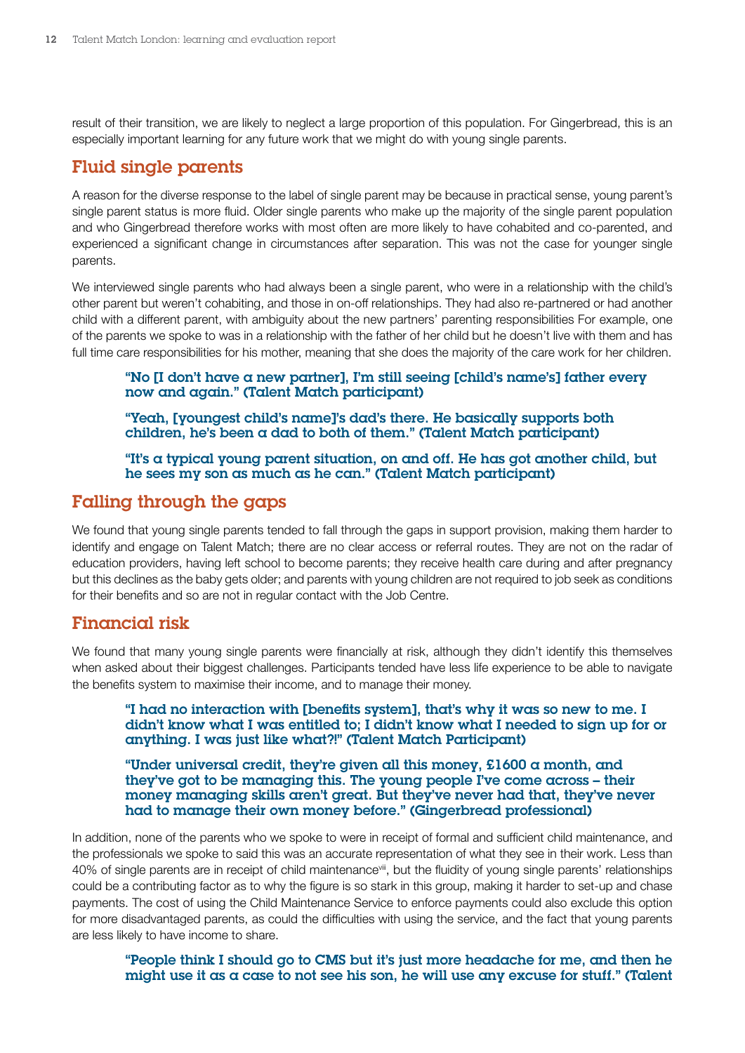result of their transition, we are likely to neglect a large proportion of this population. For Gingerbread, this is an especially important learning for any future work that we might do with young single parents.

## Fluid single parents

A reason for the diverse response to the label of single parent may be because in practical sense, young parent's single parent status is more fluid. Older single parents who make up the majority of the single parent population and who Gingerbread therefore works with most often are more likely to have cohabited and co-parented, and experienced a significant change in circumstances after separation. This was not the case for younger single parents.

We interviewed single parents who had always been a single parent, who were in a relationship with the child's other parent but weren't cohabiting, and those in on-off relationships. They had also re-partnered or had another child with a different parent, with ambiguity about the new partners' parenting responsibilities For example, one of the parents we spoke to was in a relationship with the father of her child but he doesn't live with them and has full time care responsibilities for his mother, meaning that she does the majority of the care work for her children.

> **"No [I don't have a new partner], I'm still seeing [child's name's] father every now and again." (Talent Match participant)**

> **"Yeah, [youngest child's name]'s dad's there. He basically supports both children, he's been a dad to both of them." (Talent Match participant)**

> **"It's a typical young parent situation, on and off. He has got another child, but he sees my son as much as he can." (Talent Match participant)**

## Falling through the gaps

We found that young single parents tended to fall through the gaps in support provision, making them harder to identify and engage on Talent Match; there are no clear access or referral routes. They are not on the radar of education providers, having left school to become parents; they receive health care during and after pregnancy but this declines as the baby gets older; and parents with young children are not required to job seek as conditions for their benefits and so are not in regular contact with the Job Centre.

## Financial risk

We found that many young single parents were financially at risk, although they didn't identify this themselves when asked about their biggest challenges. Participants tended have less life experience to be able to navigate the benefits system to maximise their income, and to manage their money.

> **"I had no interaction with [benefits system], that's why it was so new to me. I didn't know what I was entitled to; I didn't know what I needed to sign up for or anything. I was just like what?!" (Talent Match Participant)**

> **"Under universal credit, they're given all this money, £1600 a month, and they've got to be managing this. The young people I've come across – their money managing skills aren't great. But they've never had that, they've never had to manage their own money before." (Gingerbread professional)**

In addition, none of the parents who we spoke to were in receipt of formal and sufficient child maintenance, and the professionals we spoke to said this was an accurate representation of what they see in their work. Less than 40% of single parents are in receipt of child maintenance[viii], but the fluidity of young single parents' relationships could be a contributing factor as to why the figure is so stark in this group, making it harder to set-up and chase payments. The cost of using the Child Maintenance Service to enforce payments could also exclude this option for more disadvantaged parents, as could the difficulties with using the service, and the fact that young parents are less likely to have income to share.

> **"People think I should go to CMS but it's just more headache for me, and then he might use it as a case to not see his son, he will use any excuse for stuff." (Talent**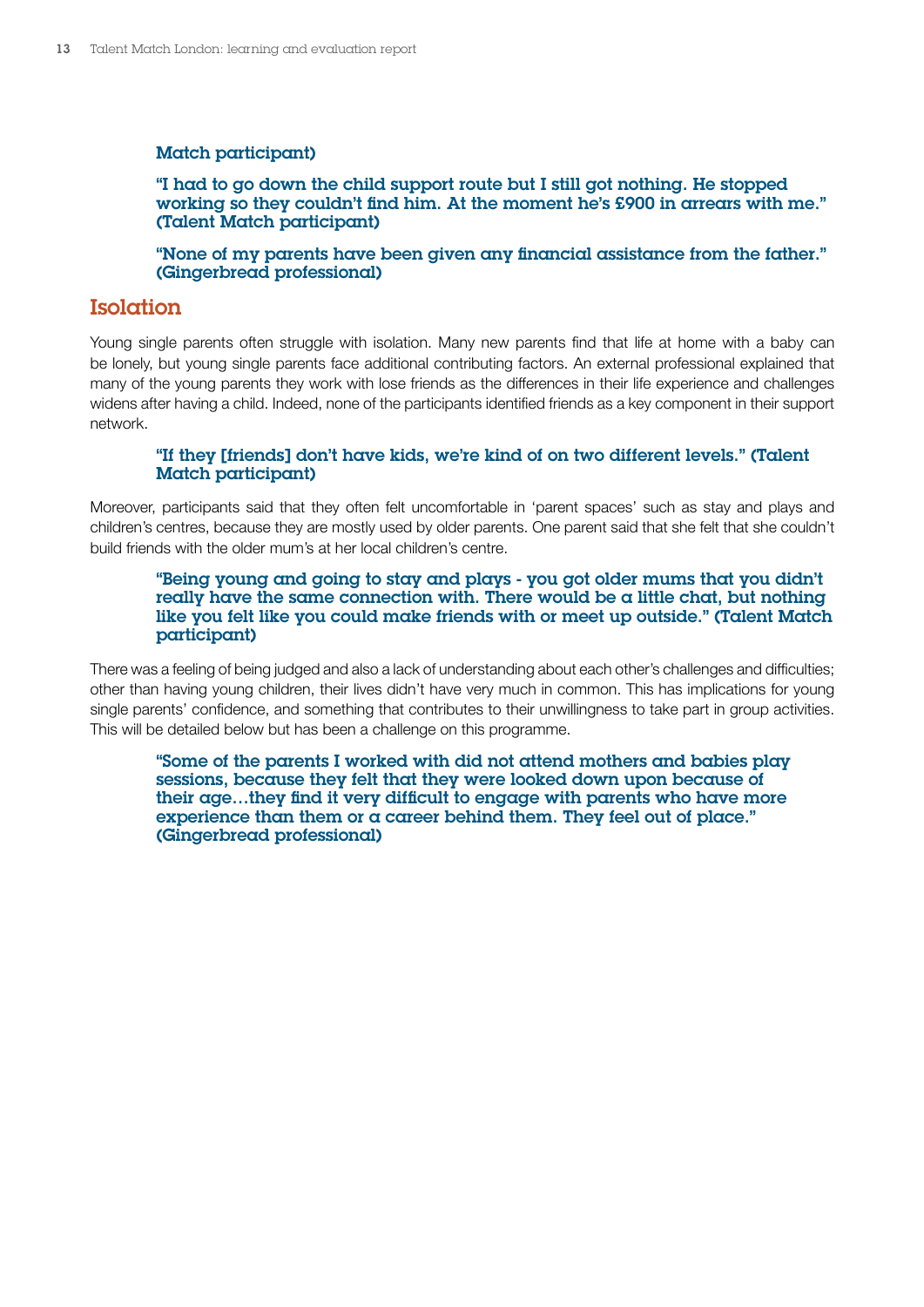**Match participant)**

**"I had to go down the child support route but I still got nothing. He stopped working so they couldn't find him. At the moment he's £900 in arrears with me." (Talent Match participant)**

**"None of my parents have been given any financial assistance from the father." (Gingerbread professional)**

## Isolation

Young single parents often struggle with isolation. Many new parents find that life at home with a baby can be lonely, but young single parents face additional contributing factors. An external professional explained that many of the young parents they work with lose friends as the differences in their life experience and challenges widens after having a child. Indeed, none of the participants identified friends as a key component in their support network.

**"If they [friends] don't have kids, we're kind of on two different levels." (Talent Match participant)**

Moreover, participants said that they often felt uncomfortable in 'parent spaces' such as stay and plays and children's centres, because they are mostly used by older parents. One parent said that she felt that she couldn't build friends with the older mum's at her local children's centre.

**"Being young and going to stay and plays - you got older mums that you didn't really have the same connection with. There would be a little chat, but nothing like you felt like you could make friends with or meet up outside." (Talent Match participant)**

There was a feeling of being judged and also a lack of understanding about each other's challenges and difficulties; other than having young children, their lives didn't have very much in common. This has implications for young single parents' confidence, and something that contributes to their unwillingness to take part in group activities. This will be detailed below but has been a challenge on this programme.

**"Some of the parents I worked with did not attend mothers and babies play sessions, because they felt that they were looked down upon because of their age…they find it very difficult to engage with parents who have more experience than them or a career behind them. They feel out of place." (Gingerbread professional)**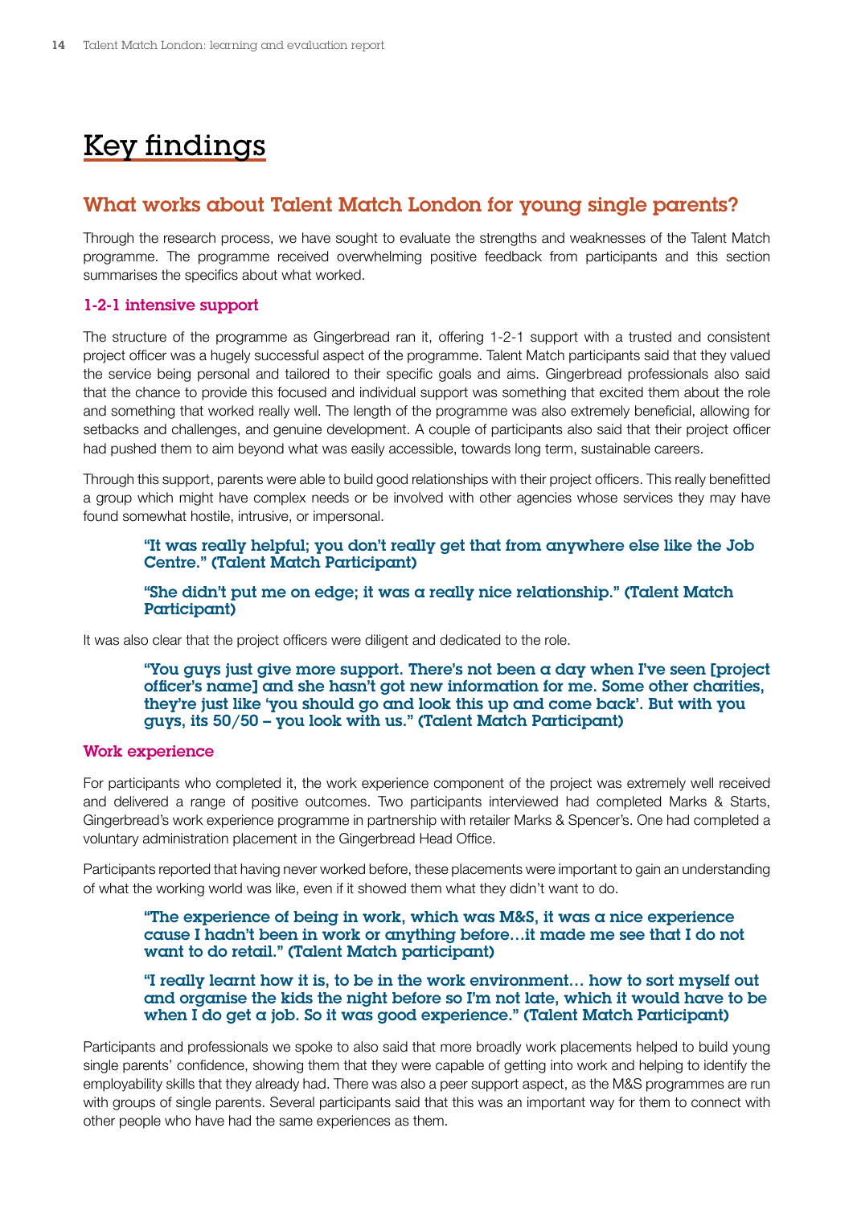# Key findings

## What works about Talent Match London for young single parents?

Through the research process, we have sought to evaluate the strengths and weaknesses of the Talent Match programme. The programme received overwhelming positive feedback from participants and this section summarises the specifics about what worked.

### 1-2-1 intensive support

The structure of the programme as Gingerbread ran it, offering 1-2-1 support with a trusted and consistent project officer was a hugely successful aspect of the programme. Talent Match participants said that they valued the service being personal and tailored to their specific goals and aims. Gingerbread professionals also said that the chance to provide this focused and individual support was something that excited them about the role and something that worked really well. The length of the programme was also extremely beneficial, allowing for setbacks and challenges, and genuine development. A couple of participants also said that their project officer had pushed them to aim beyond what was easily accessible, towards long term, sustainable careers.

Through this support, parents were able to build good relationships with their project officers. This really benefitted a group which might have complex needs or be involved with other agencies whose services they may have found somewhat hostile, intrusive, or impersonal.

> **"It was really helpful; you don't really get that from anywhere else like the Job Centre." (Talent Match Participant)**
>
> **"She didn't put me on edge; it was a really nice relationship." (Talent Match Participant)**

It was also clear that the project officers were diligent and dedicated to the role.

> **"You guys just give more support. There's not been a day when I've seen [project officer's name] and she hasn't got new information for me. Some other charities, they're just like 'you should go and look this up and come back'. But with you guys, its 50/50 – you look with us." (Talent Match Participant)**

### Work experience

For participants who completed it, the work experience component of the project was extremely well received and delivered a range of positive outcomes. Two participants interviewed had completed Marks & Starts, Gingerbread's work experience programme in partnership with retailer Marks & Spencer's. One had completed a voluntary administration placement in the Gingerbread Head Office.

Participants reported that having never worked before, these placements were important to gain an understanding of what the working world was like, even if it showed them what they didn't want to do.

> **"The experience of being in work, which was M&S, it was a nice experience cause I hadn't been in work or anything before…it made me see that I do not want to do retail." (Talent Match participant)**
>
> **"I really learnt how it is, to be in the work environment… how to sort myself out and organise the kids the night before so I'm not late, which it would have to be when I do get a job. So it was good experience." (Talent Match Participant)**

Participants and professionals we spoke to also said that more broadly work placements helped to build young single parents' confidence, showing them that they were capable of getting into work and helping to identify the employability skills that they already had. There was also a peer support aspect, as the M&S programmes are run with groups of single parents. Several participants said that this was an important way for them to connect with other people who have had the same experiences as them.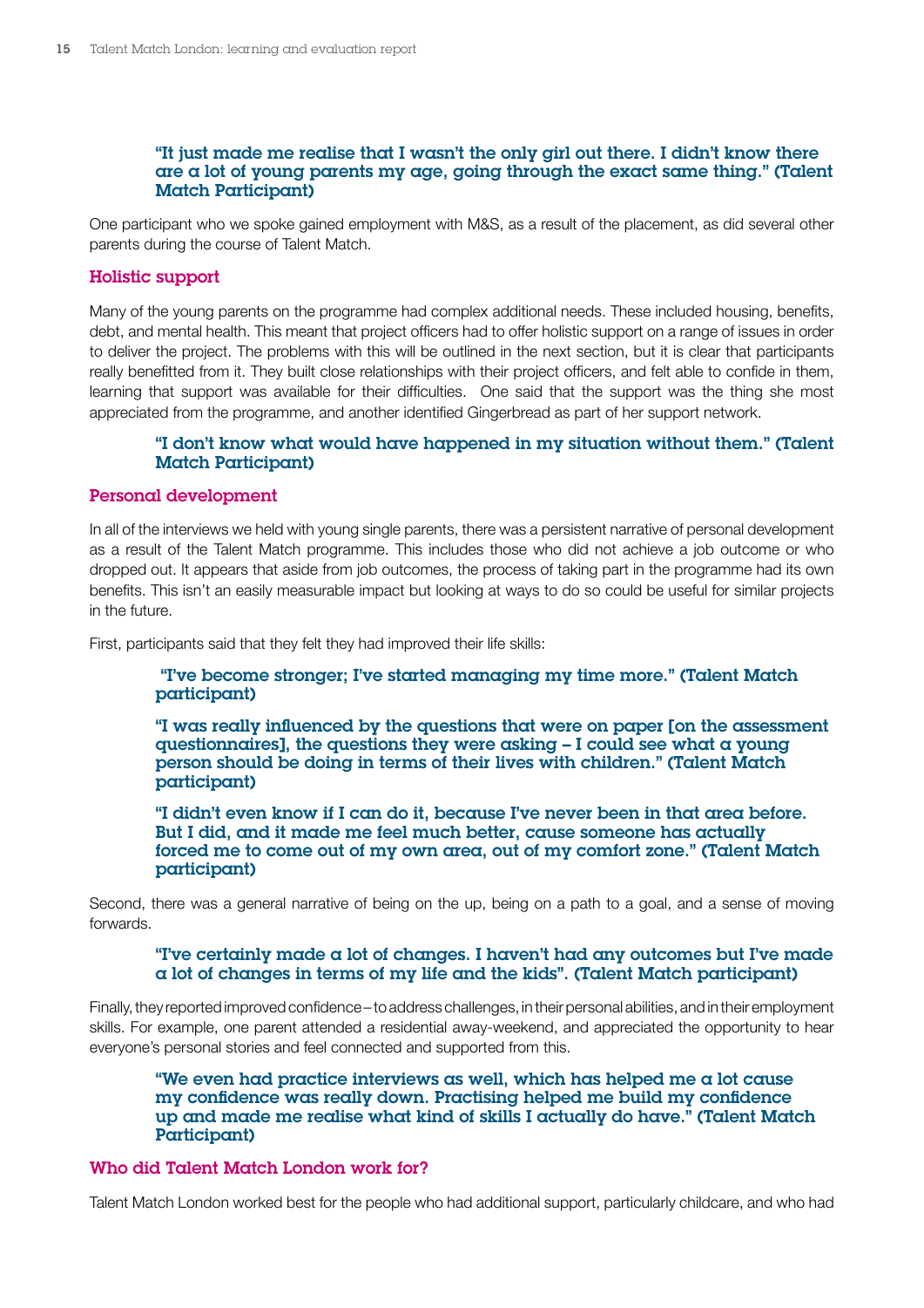**"It just made me realise that I wasn't the only girl out there. I didn't know there are a lot of young parents my age, going through the exact same thing." (Talent Match Participant)**

One participant who we spoke gained employment with M&S, as a result of the placement, as did several other parents during the course of Talent Match.

### Holistic support

Many of the young parents on the programme had complex additional needs. These included housing, benefits, debt, and mental health. This meant that project officers had to offer holistic support on a range of issues in order to deliver the project. The problems with this will be outlined in the next section, but it is clear that participants really benefitted from it. They built close relationships with their project officers, and felt able to confide in them, learning that support was available for their difficulties. One said that the support was the thing she most appreciated from the programme, and another identified Gingerbread as part of her support network.

**"I don't know what would have happened in my situation without them." (Talent Match Participant)**

### Personal development

In all of the interviews we held with young single parents, there was a persistent narrative of personal development as a result of the Talent Match programme. This includes those who did not achieve a job outcome or who dropped out. It appears that aside from job outcomes, the process of taking part in the programme had its own benefits. This isn't an easily measurable impact but looking at ways to do so could be useful for similar projects in the future.

First, participants said that they felt they had improved their life skills:

**"I've become stronger; I've started managing my time more." (Talent Match participant)**

**"I was really influenced by the questions that were on paper [on the assessment questionnaires], the questions they were asking – I could see what a young person should be doing in terms of their lives with children." (Talent Match participant)**

**"I didn't even know if I can do it, because I've never been in that area before. But I did, and it made me feel much better, cause someone has actually forced me to come out of my own area, out of my comfort zone." (Talent Match participant)**

Second, there was a general narrative of being on the up, being on a path to a goal, and a sense of moving forwards.

**"I've certainly made a lot of changes. I haven't had any outcomes but I've made a lot of changes in terms of my life and the kids". (Talent Match participant)**

Finally, they reported improved confidence – to address challenges, in their personal abilities, and in their employment skills. For example, one parent attended a residential away-weekend, and appreciated the opportunity to hear everyone's personal stories and feel connected and supported from this.

**"We even had practice interviews as well, which has helped me a lot cause my confidence was really down. Practising helped me build my confidence up and made me realise what kind of skills I actually do have." (Talent Match Participant)**

### Who did Talent Match London work for?

Talent Match London worked best for the people who had additional support, particularly childcare, and who had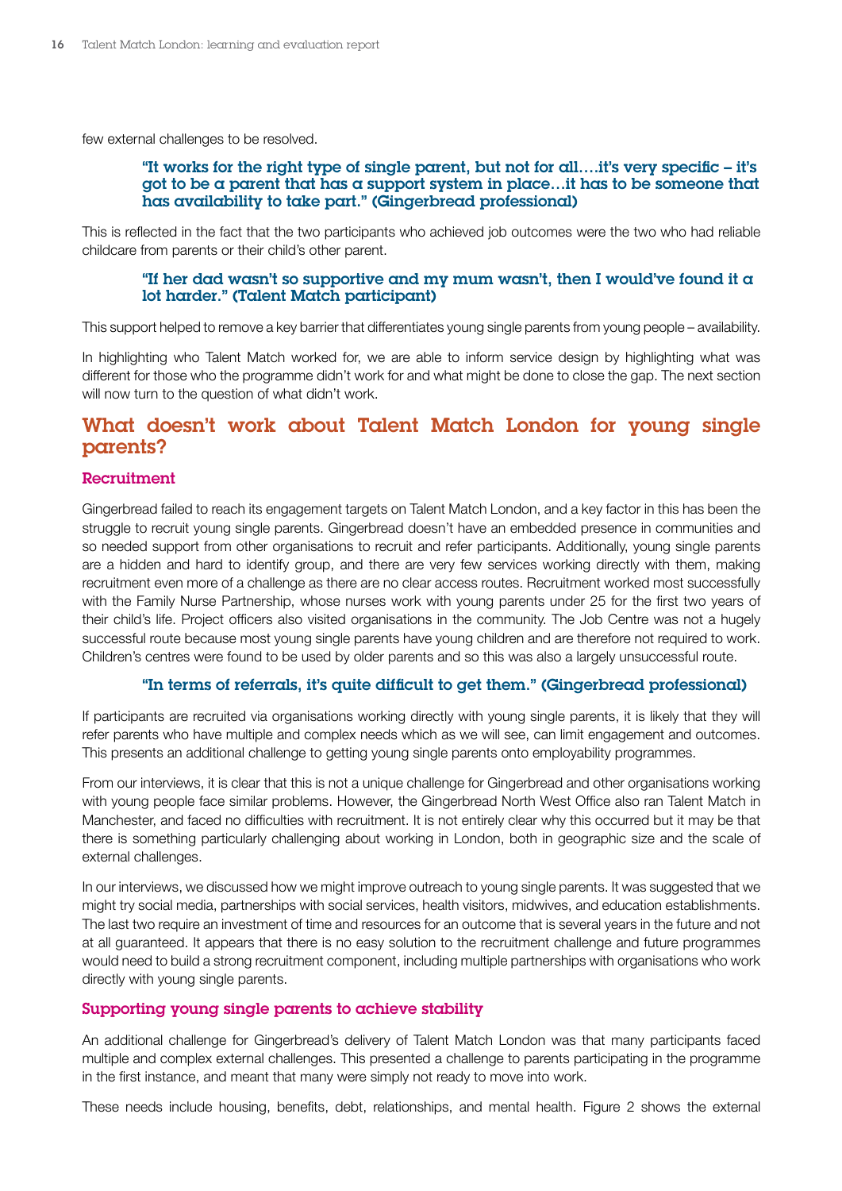few external challenges to be resolved.

> **"It works for the right type of single parent, but not for all….it's very specific – it's got to be a parent that has a support system in place…it has to be someone that has availability to take part." (Gingerbread professional)**

This is reflected in the fact that the two participants who achieved job outcomes were the two who had reliable childcare from parents or their child's other parent.

> **"If her dad wasn't so supportive and my mum wasn't, then I would've found it a lot harder." (Talent Match participant)**

This support helped to remove a key barrier that differentiates young single parents from young people – availability.

In highlighting who Talent Match worked for, we are able to inform service design by highlighting what was different for those who the programme didn't work for and what might be done to close the gap. The next section will now turn to the question of what didn't work.

## What doesn't work about Talent Match London for young single parents?

### Recruitment

Gingerbread failed to reach its engagement targets on Talent Match London, and a key factor in this has been the struggle to recruit young single parents. Gingerbread doesn't have an embedded presence in communities and so needed support from other organisations to recruit and refer participants. Additionally, young single parents are a hidden and hard to identify group, and there are very few services working directly with them, making recruitment even more of a challenge as there are no clear access routes. Recruitment worked most successfully with the Family Nurse Partnership, whose nurses work with young parents under 25 for the first two years of their child's life. Project officers also visited organisations in the community. The Job Centre was not a hugely successful route because most young single parents have young children and are therefore not required to work. Children's centres were found to be used by older parents and so this was also a largely unsuccessful route.

> **"In terms of referrals, it's quite difficult to get them." (Gingerbread professional)**

If participants are recruited via organisations working directly with young single parents, it is likely that they will refer parents who have multiple and complex needs which as we will see, can limit engagement and outcomes. This presents an additional challenge to getting young single parents onto employability programmes.

From our interviews, it is clear that this is not a unique challenge for Gingerbread and other organisations working with young people face similar problems. However, the Gingerbread North West Office also ran Talent Match in Manchester, and faced no difficulties with recruitment. It is not entirely clear why this occurred but it may be that there is something particularly challenging about working in London, both in geographic size and the scale of external challenges.

In our interviews, we discussed how we might improve outreach to young single parents. It was suggested that we might try social media, partnerships with social services, health visitors, midwives, and education establishments. The last two require an investment of time and resources for an outcome that is several years in the future and not at all guaranteed. It appears that there is no easy solution to the recruitment challenge and future programmes would need to build a strong recruitment component, including multiple partnerships with organisations who work directly with young single parents.

### Supporting young single parents to achieve stability

An additional challenge for Gingerbread's delivery of Talent Match London was that many participants faced multiple and complex external challenges. This presented a challenge to parents participating in the programme in the first instance, and meant that many were simply not ready to move into work.

These needs include housing, benefits, debt, relationships, and mental health. Figure 2 shows the external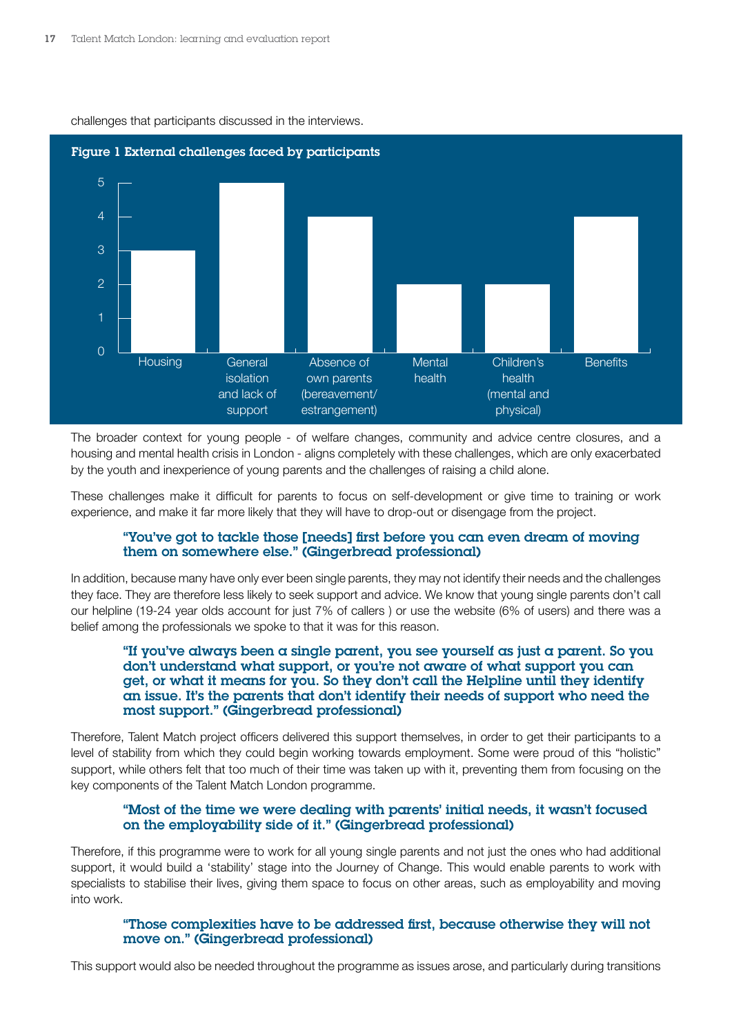challenges that participants discussed in the interviews.

**Figure 1 External challenges faced by participants**

| Challenge | Count |
|---|---|
| Housing | 3 |
| General isolation and lack of support | 5 |
| Absence of own parents (bereavement/ estrangement) | 4 |
| Mental health | 2 |
| Children's health (mental and physical) | 2 |
| Benefits | 4 |

The broader context for young people - of welfare changes, community and advice centre closures, and a housing and mental health crisis in London - aligns completely with these challenges, which are only exacerbated by the youth and inexperience of young parents and the challenges of raising a child alone.

These challenges make it difficult for parents to focus on self-development or give time to training or work experience, and make it far more likely that they will have to drop-out or disengage from the project.

> **"You've got to tackle those [needs] first before you can even dream of moving them on somewhere else." (Gingerbread professional)**

In addition, because many have only ever been single parents, they may not identify their needs and the challenges they face. They are therefore less likely to seek support and advice. We know that young single parents don't call our helpline (19-24 year olds account for just 7% of callers ) or use the website (6% of users) and there was a belief among the professionals we spoke to that it was for this reason.

> **"If you've always been a single parent, you see yourself as just a parent. So you don't understand what support, or you're not aware of what support you can get, or what it means for you. So they don't call the Helpline until they identify an issue. It's the parents that don't identify their needs of support who need the most support." (Gingerbread professional)**

Therefore, Talent Match project officers delivered this support themselves, in order to get their participants to a level of stability from which they could begin working towards employment. Some were proud of this "holistic" support, while others felt that too much of their time was taken up with it, preventing them from focusing on the key components of the Talent Match London programme.

> **"Most of the time we were dealing with parents' initial needs, it wasn't focused on the employability side of it." (Gingerbread professional)**

Therefore, if this programme were to work for all young single parents and not just the ones who had additional support, it would build a 'stability' stage into the Journey of Change. This would enable parents to work with specialists to stabilise their lives, giving them space to focus on other areas, such as employability and moving into work.

> **"Those complexities have to be addressed first, because otherwise they will not move on." (Gingerbread professional)**

This support would also be needed throughout the programme as issues arose, and particularly during transitions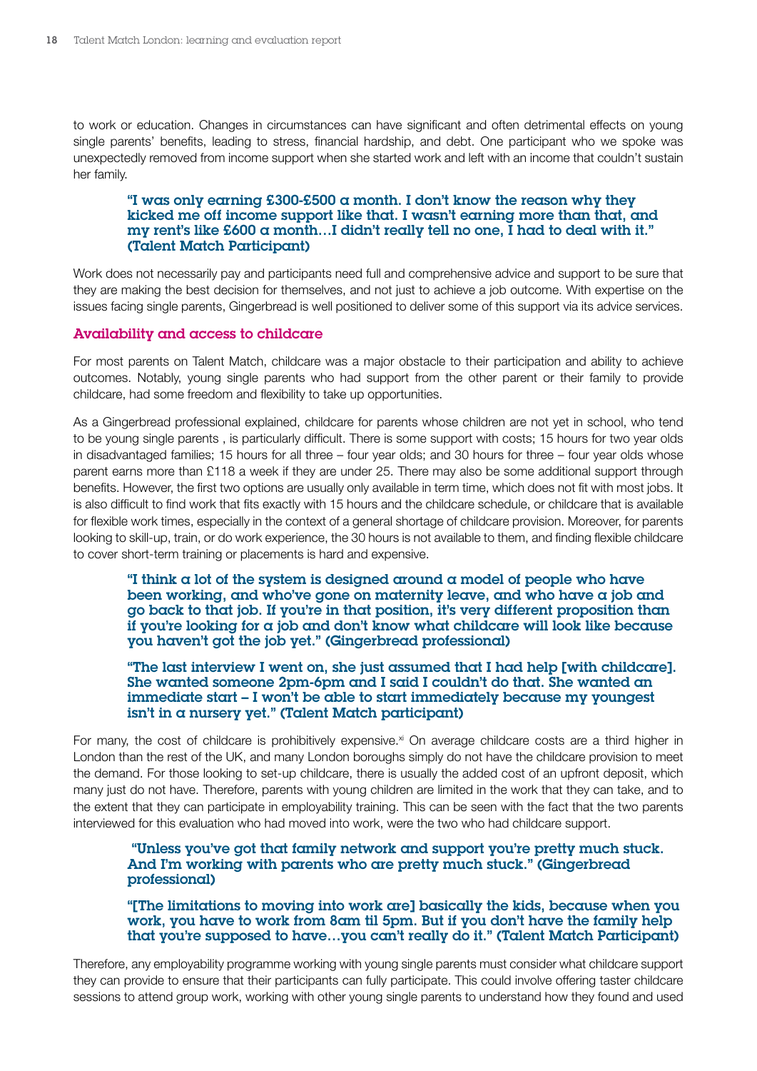to work or education. Changes in circumstances can have significant and often detrimental effects on young single parents' benefits, leading to stress, financial hardship, and debt. One participant who we spoke was unexpectedly removed from income support when she started work and left with an income that couldn't sustain her family.

> **"I was only earning £300-£500 a month. I don't know the reason why they kicked me off income support like that. I wasn't earning more than that, and my rent's like £600 a month…I didn't really tell no one, I had to deal with it." (Talent Match Participant)**

Work does not necessarily pay and participants need full and comprehensive advice and support to be sure that they are making the best decision for themselves, and not just to achieve a job outcome. With expertise on the issues facing single parents, Gingerbread is well positioned to deliver some of this support via its advice services.

### Availability and access to childcare

For most parents on Talent Match, childcare was a major obstacle to their participation and ability to achieve outcomes. Notably, young single parents who had support from the other parent or their family to provide childcare, had some freedom and flexibility to take up opportunities.

As a Gingerbread professional explained, childcare for parents whose children are not yet in school, who tend to be young single parents , is particularly difficult. There is some support with costs; 15 hours for two year olds in disadvantaged families; 15 hours for all three – four year olds; and 30 hours for three – four year olds whose parent earns more than £118 a week if they are under 25. There may also be some additional support through benefits. However, the first two options are usually only available in term time, which does not fit with most jobs. It is also difficult to find work that fits exactly with 15 hours and the childcare schedule, or childcare that is available for flexible work times, especially in the context of a general shortage of childcare provision. Moreover, for parents looking to skill-up, train, or do work experience, the 30 hours is not available to them, and finding flexible childcare to cover short-term training or placements is hard and expensive.

> **"I think a lot of the system is designed around a model of people who have been working, and who've gone on maternity leave, and who have a job and go back to that job. If you're in that position, it's very different proposition than if you're looking for a job and don't know what childcare will look like because you haven't got the job yet." (Gingerbread professional)**

> **"The last interview I went on, she just assumed that I had help [with childcare]. She wanted someone 2pm-6pm and I said I couldn't do that. She wanted an immediate start – I won't be able to start immediately because my youngest isn't in a nursery yet." (Talent Match participant)**

For many, the cost of childcare is prohibitively expensive.[xi] On average childcare costs are a third higher in London than the rest of the UK, and many London boroughs simply do not have the childcare provision to meet the demand. For those looking to set-up childcare, there is usually the added cost of an upfront deposit, which many just do not have. Therefore, parents with young children are limited in the work that they can take, and to the extent that they can participate in employability training. This can be seen with the fact that the two parents interviewed for this evaluation who had moved into work, were the two who had childcare support.

> **"Unless you've got that family network and support you're pretty much stuck. And I'm working with parents who are pretty much stuck." (Gingerbread professional)**

> **"[The limitations to moving into work are] basically the kids, because when you work, you have to work from 8am til 5pm. But if you don't have the family help that you're supposed to have…you can't really do it." (Talent Match Participant)**

Therefore, any employability programme working with young single parents must consider what childcare support they can provide to ensure that their participants can fully participate. This could involve offering taster childcare sessions to attend group work, working with other young single parents to understand how they found and used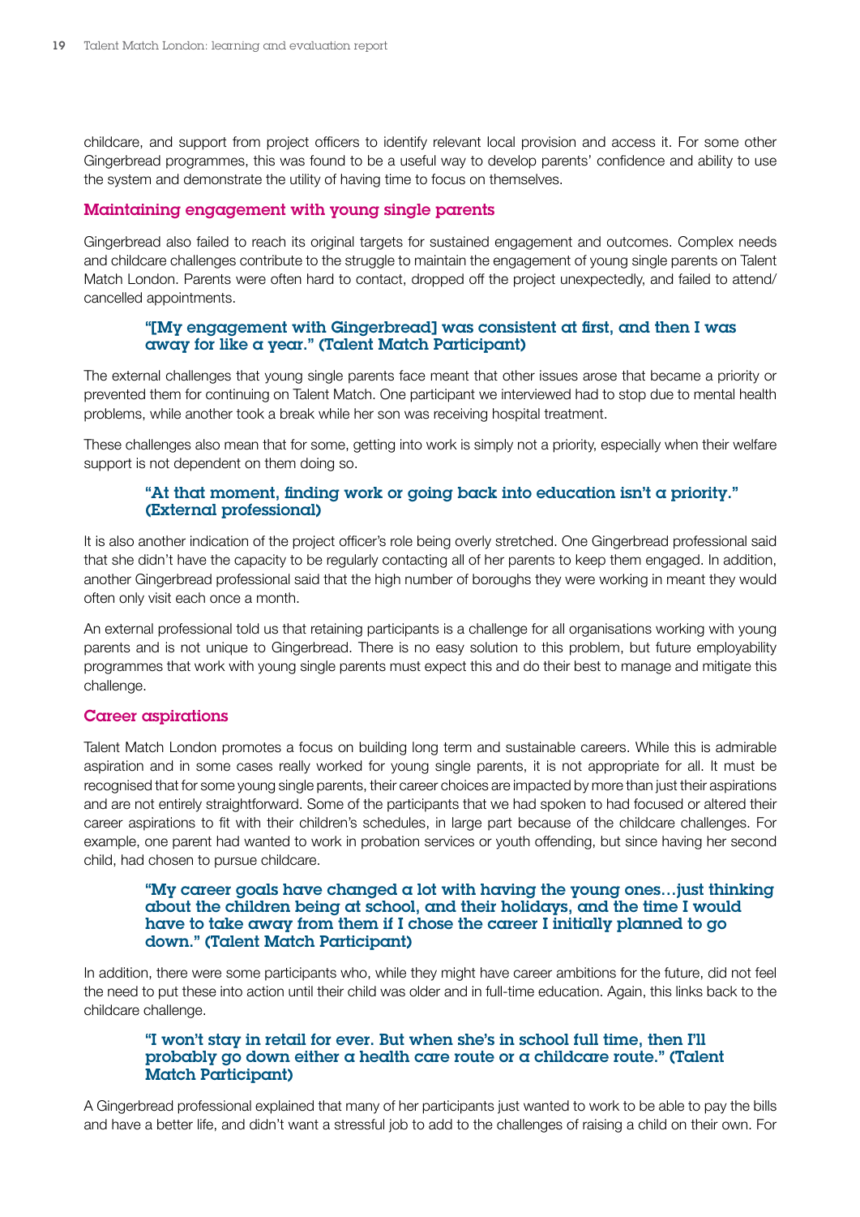childcare, and support from project officers to identify relevant local provision and access it. For some other Gingerbread programmes, this was found to be a useful way to develop parents' confidence and ability to use the system and demonstrate the utility of having time to focus on themselves.

### Maintaining engagement with young single parents

Gingerbread also failed to reach its original targets for sustained engagement and outcomes. Complex needs and childcare challenges contribute to the struggle to maintain the engagement of young single parents on Talent Match London. Parents were often hard to contact, dropped off the project unexpectedly, and failed to attend/cancelled appointments.

> **"[My engagement with Gingerbread] was consistent at first, and then I was away for like a year." (Talent Match Participant)**

The external challenges that young single parents face meant that other issues arose that became a priority or prevented them for continuing on Talent Match. One participant we interviewed had to stop due to mental health problems, while another took a break while her son was receiving hospital treatment.

These challenges also mean that for some, getting into work is simply not a priority, especially when their welfare support is not dependent on them doing so.

> **"At that moment, finding work or going back into education isn't a priority." (External professional)**

It is also another indication of the project officer's role being overly stretched. One Gingerbread professional said that she didn't have the capacity to be regularly contacting all of her parents to keep them engaged. In addition, another Gingerbread professional said that the high number of boroughs they were working in meant they would often only visit each once a month.

An external professional told us that retaining participants is a challenge for all organisations working with young parents and is not unique to Gingerbread. There is no easy solution to this problem, but future employability programmes that work with young single parents must expect this and do their best to manage and mitigate this challenge.

### Career aspirations

Talent Match London promotes a focus on building long term and sustainable careers. While this is admirable aspiration and in some cases really worked for young single parents, it is not appropriate for all. It must be recognised that for some young single parents, their career choices are impacted by more than just their aspirations and are not entirely straightforward. Some of the participants that we had spoken to had focused or altered their career aspirations to fit with their children's schedules, in large part because of the childcare challenges. For example, one parent had wanted to work in probation services or youth offending, but since having her second child, had chosen to pursue childcare.

> **"My career goals have changed a lot with having the young ones…just thinking about the children being at school, and their holidays, and the time I would have to take away from them if I chose the career I initially planned to go down." (Talent Match Participant)**

In addition, there were some participants who, while they might have career ambitions for the future, did not feel the need to put these into action until their child was older and in full-time education. Again, this links back to the childcare challenge.

> **"I won't stay in retail for ever. But when she's in school full time, then I'll probably go down either a health care route or a childcare route." (Talent Match Participant)**

A Gingerbread professional explained that many of her participants just wanted to work to be able to pay the bills and have a better life, and didn't want a stressful job to add to the challenges of raising a child on their own. For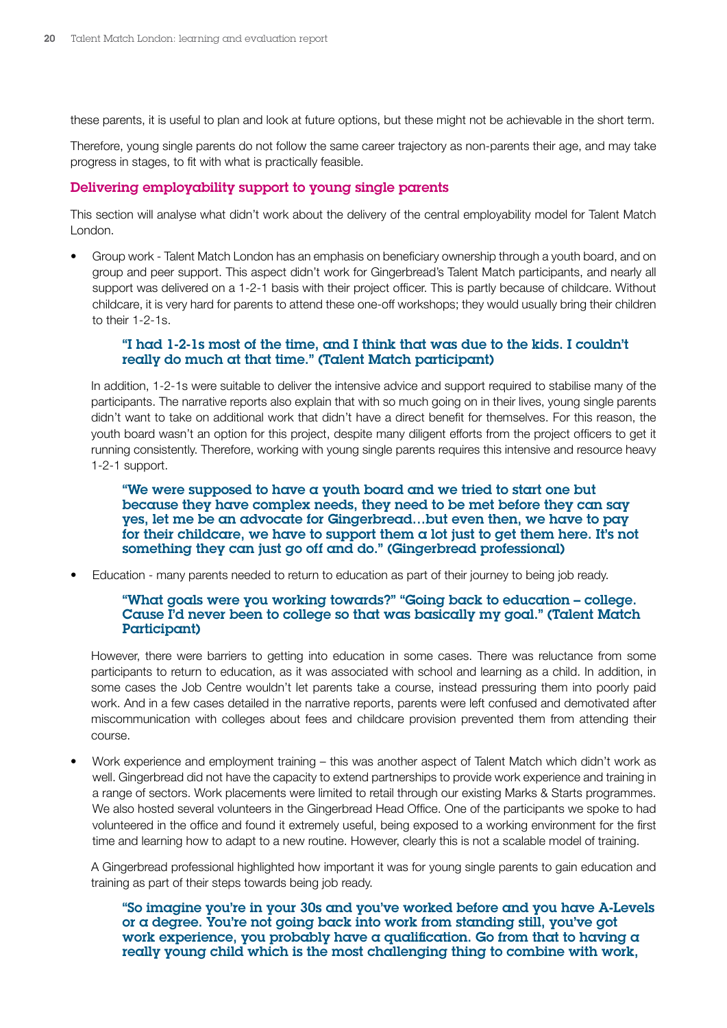these parents, it is useful to plan and look at future options, but these might not be achievable in the short term.

Therefore, young single parents do not follow the same career trajectory as non-parents their age, and may take progress in stages, to fit with what is practically feasible.

### Delivering employability support to young single parents

This section will analyse what didn't work about the delivery of the central employability model for Talent Match London.

- Group work - Talent Match London has an emphasis on beneficiary ownership through a youth board, and on group and peer support. This aspect didn't work for Gingerbread's Talent Match participants, and nearly all support was delivered on a 1-2-1 basis with their project officer. This is partly because of childcare. Without childcare, it is very hard for parents to attend these one-off workshops; they would usually bring their children to their 1-2-1s.

  **"I had 1-2-1s most of the time, and I think that was due to the kids. I couldn't really do much at that time." (Talent Match participant)**

  In addition, 1-2-1s were suitable to deliver the intensive advice and support required to stabilise many of the participants. The narrative reports also explain that with so much going on in their lives, young single parents didn't want to take on additional work that didn't have a direct benefit for themselves. For this reason, the youth board wasn't an option for this project, despite many diligent efforts from the project officers to get it running consistently. Therefore, working with young single parents requires this intensive and resource heavy 1-2-1 support.

  **"We were supposed to have a youth board and we tried to start one but because they have complex needs, they need to be met before they can say yes, let me be an advocate for Gingerbread…but even then, we have to pay for their childcare, we have to support them a lot just to get them here. It's not something they can just go off and do." (Gingerbread professional)**

- Education - many parents needed to return to education as part of their journey to being job ready.

  **"What goals were you working towards?" "Going back to education – college. Cause I'd never been to college so that was basically my goal." (Talent Match Participant)**

  However, there were barriers to getting into education in some cases. There was reluctance from some participants to return to education, as it was associated with school and learning as a child. In addition, in some cases the Job Centre wouldn't let parents take a course, instead pressuring them into poorly paid work. And in a few cases detailed in the narrative reports, parents were left confused and demotivated after miscommunication with colleges about fees and childcare provision prevented them from attending their course.

- Work experience and employment training – this was another aspect of Talent Match which didn't work as well. Gingerbread did not have the capacity to extend partnerships to provide work experience and training in a range of sectors. Work placements were limited to retail through our existing Marks & Starts programmes. We also hosted several volunteers in the Gingerbread Head Office. One of the participants we spoke to had volunteered in the office and found it extremely useful, being exposed to a working environment for the first time and learning how to adapt to a new routine. However, clearly this is not a scalable model of training.

  A Gingerbread professional highlighted how important it was for young single parents to gain education and training as part of their steps towards being job ready.

  **"So imagine you're in your 30s and you've worked before and you have A-Levels or a degree. You're not going back into work from standing still, you've got work experience, you probably have a qualification. Go from that to having a really young child which is the most challenging thing to combine with work,**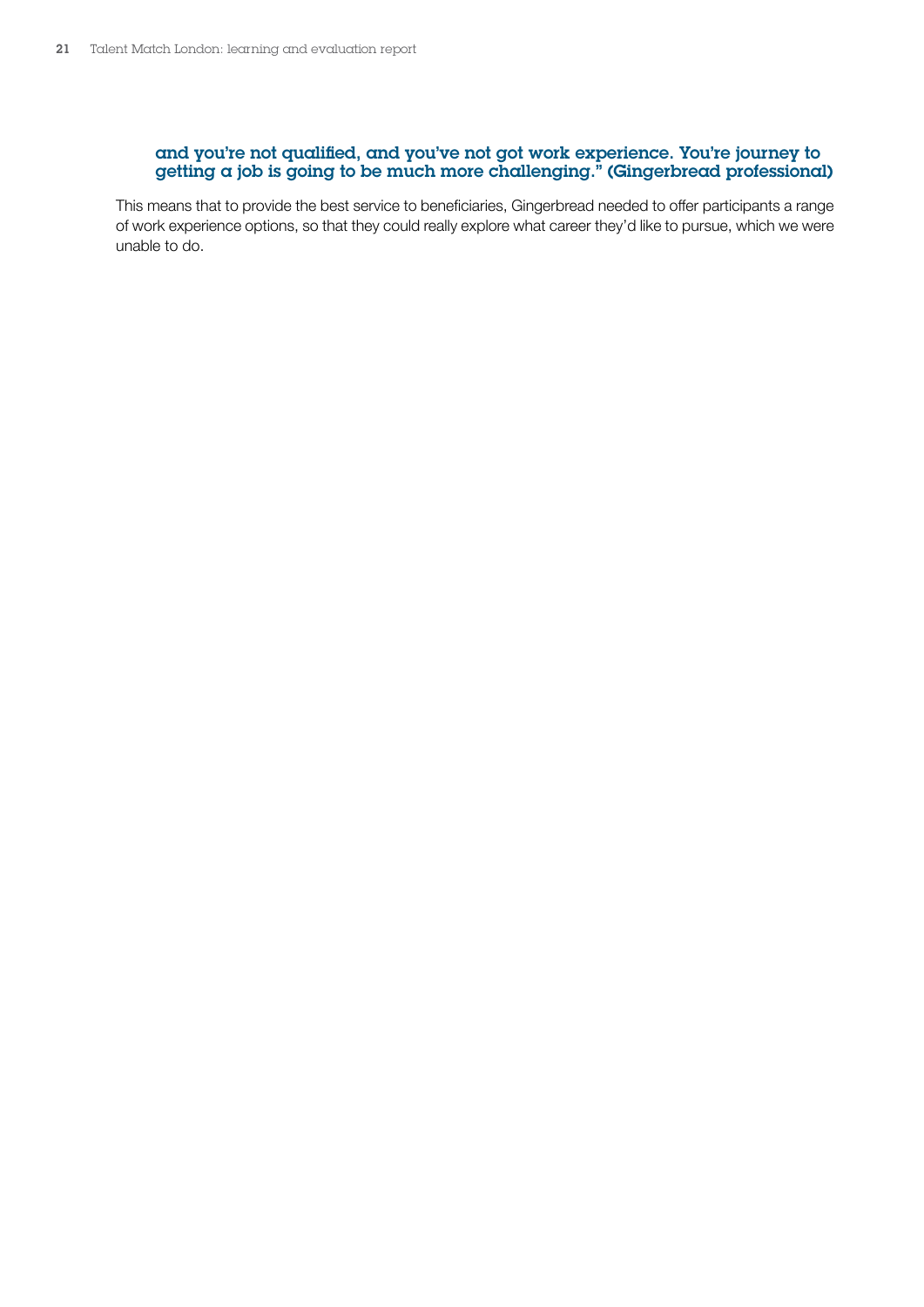**and you're not qualified, and you've not got work experience. You're journey to getting a job is going to be much more challenging." (Gingerbread professional)**

This means that to provide the best service to beneficiaries, Gingerbread needed to offer participants a range of work experience options, so that they could really explore what career they'd like to pursue, which we were unable to do.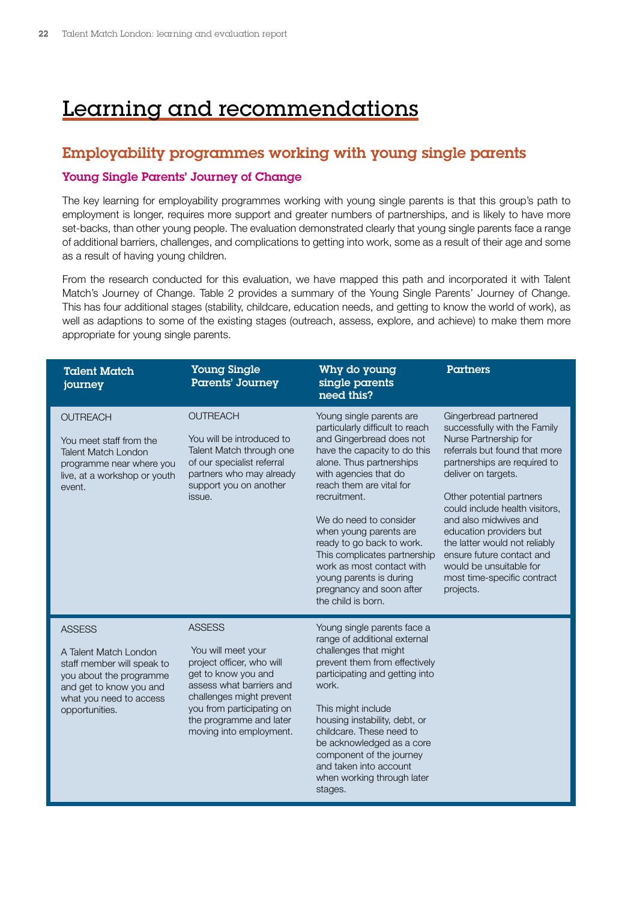# Learning and recommendations

## Employability programmes working with young single parents

### Young Single Parents' Journey of Change

The key learning for employability programmes working with young single parents is that this group's path to employment is longer, requires more support and greater numbers of partnerships, and is likely to have more set-backs, than other young people. The evaluation demonstrated clearly that young single parents face a range of additional barriers, challenges, and complications to getting into work, some as a result of their age and some as a result of having young children.

From the research conducted for this evaluation, we have mapped this path and incorporated it with Talent Match's Journey of Change. Table 2 provides a summary of the Young Single Parents' Journey of Change. This has four additional stages (stability, childcare, education needs, and getting to know the world of work), as well as adaptions to some of the existing stages (outreach, assess, explore, and achieve) to make them more appropriate for young single parents.

| Talent Match journey | Young Single Parents' Journey | Why do young single parents need this? | Partners |
|---|---|---|---|
| OUTREACH<br><br>You meet staff from the Talent Match London programme near where you live, at a workshop or youth event. | OUTREACH<br><br>You will be introduced to Talent Match through one of our specialist referral partners who may already support you on another issue. | Young single parents are particularly difficult to reach and Gingerbread does not have the capacity to do this alone. Thus partnerships with agencies that do reach them are vital for recruitment.<br><br>We do need to consider when young parents are ready to go back to work. This complicates partnership work as most contact with young parents is during pregnancy and soon after the child is born. | Gingerbread partnered successfully with the Family Nurse Partnership for referrals but found that more partnerships are required to deliver on targets.<br><br>Other potential partners could include health visitors, and also midwives and education providers but the latter would not reliably ensure future contact and would be unsuitable for most time-specific contract projects. |
| ASSESS<br><br>A Talent Match London staff member will speak to you about the programme and get to know you and what you need to access opportunities. | ASSESS<br><br>You will meet your project officer, who will get to know you and assess what barriers and challenges might prevent you from participating on the programme and later moving into employment. | Young single parents face a range of additional external challenges that might prevent them from effectively participating and getting into work.<br><br>This might include housing instability, debt, or childcare. These need to be acknowledged as a core component of the journey and taken into account when working through later stages. | |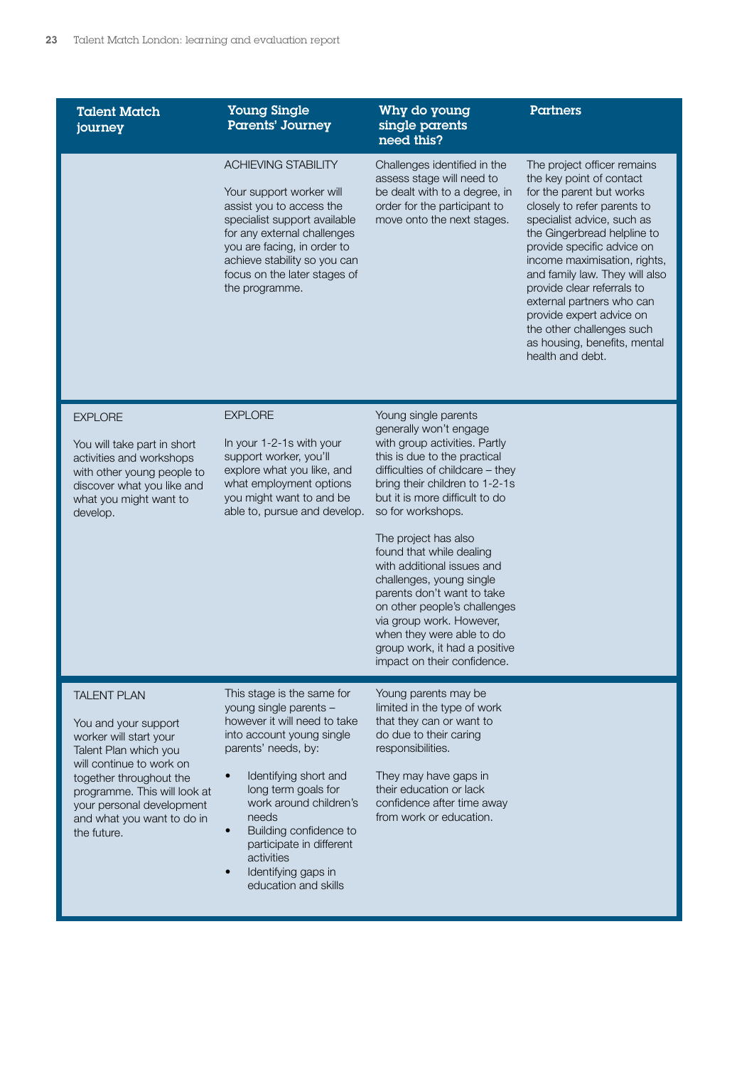| Talent Match journey | Young Single Parents' Journey | Why do young single parents need this? | Partners |
|---|---|---|---|
| | ACHIEVING STABILITY<br><br>Your support worker will assist you to access the specialist support available for any external challenges you are facing, in order to achieve stability so you can focus on the later stages of the programme. | Challenges identified in the assess stage will need to be dealt with to a degree, in order for the participant to move onto the next stages. | The project officer remains the key point of contact for the parent but works closely to refer parents to specialist advice, such as the Gingerbread helpline to provide specific advice on income maximisation, rights, and family law. They will also provide clear referrals to external partners who can provide expert advice on the other challenges such as housing, benefits, mental health and debt. |
| EXPLORE<br><br>You will take part in short activities and workshops with other young people to discover what you like and what you might want to develop. | EXPLORE<br><br>In your 1-2-1s with your support worker, you'll explore what you like, and what employment options you might want to and be able to, pursue and develop. | Young single parents generally won't engage with group activities. Partly this is due to the practical difficulties of childcare – they bring their children to 1-2-1s but it is more difficult to do so for workshops.<br><br>The project has also found that while dealing with additional issues and challenges, young single parents don't want to take on other people's challenges via group work. However, when they were able to do group work, it had a positive impact on their confidence. | |
| TALENT PLAN<br><br>You and your support worker will start your Talent Plan which you will continue to work on together throughout the programme. This will look at your personal development and what you want to do in the future. | This stage is the same for young single parents – however it will need to take into account young single parents' needs, by:<br><br>• Identifying short and long term goals for work around children's needs<br>• Building confidence to participate in different activities<br>• Identifying gaps in education and skills | Young parents may be limited in the type of work that they can or want to do due to their caring responsibilities.<br><br>They may have gaps in their education or lack confidence after time away from work or education. | |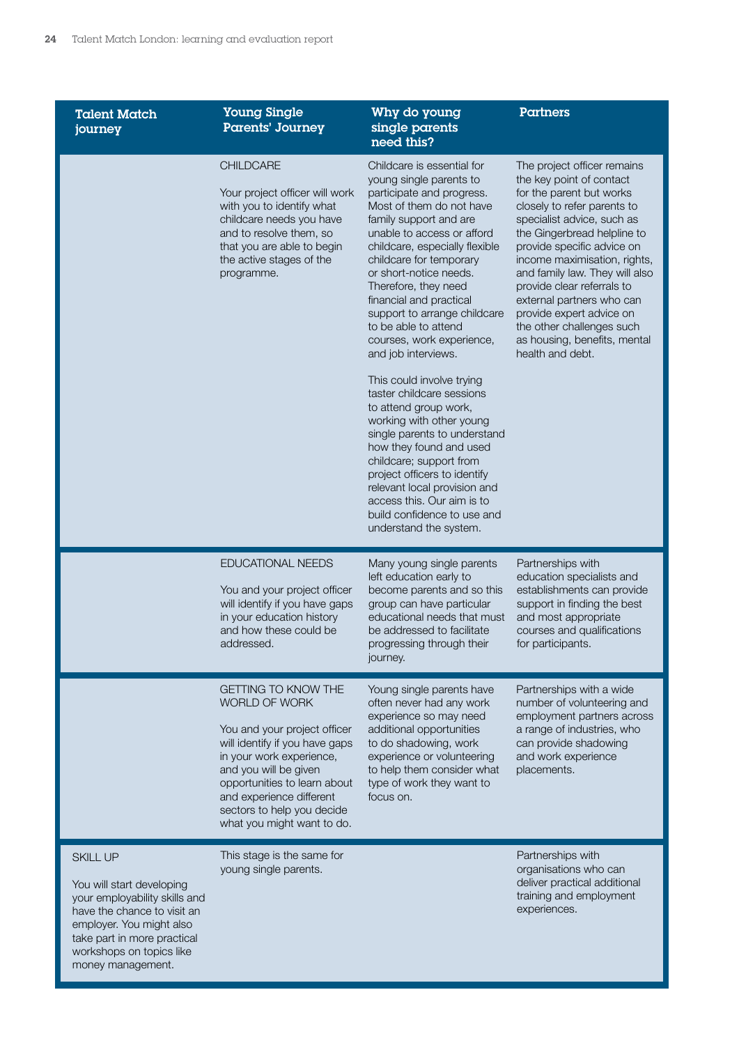| Talent Match journey | Young Single Parents' Journey | Why do young single parents need this? | Partners |
|---|---|---|---|
| | CHILDCARE<br><br>Your project officer will work with you to identify what childcare needs you have and to resolve them, so that you are able to begin the active stages of the programme. | Childcare is essential for young single parents to participate and progress. Most of them do not have family support and are unable to access or afford childcare, especially flexible childcare for temporary or short-notice needs. Therefore, they need financial and practical support to arrange childcare to be able to attend courses, work experience, and job interviews.<br><br>This could involve trying taster childcare sessions to attend group work, working with other young single parents to understand how they found and used childcare; support from project officers to identify relevant local provision and access this. Our aim is to build confidence to use and understand the system. | The project officer remains the key point of contact for the parent but works closely to refer parents to specialist advice, such as the Gingerbread helpline to provide specific advice on income maximisation, rights, and family law. They will also provide clear referrals to external partners who can provide expert advice on the other challenges such as housing, benefits, mental health and debt. |
| | EDUCATIONAL NEEDS<br><br>You and your project officer will identify if you have gaps in your education history and how these could be addressed. | Many young single parents left education early to become parents and so this group can have particular educational needs that must be addressed to facilitate progressing through their journey. | Partnerships with education specialists and establishments can provide support in finding the best and most appropriate courses and qualifications for participants. |
| | GETTING TO KNOW THE WORLD OF WORK<br><br>You and your project officer will identify if you have gaps in your work experience, and you will be given opportunities to learn about and experience different sectors to help you decide what you might want to do. | Young single parents have often never had any work experience so may need additional opportunities to do shadowing, work experience or volunteering to help them consider what type of work they want to focus on. | Partnerships with a wide number of volunteering and employment partners across a range of industries, who can provide shadowing and work experience placements. |
| SKILL UP<br><br>You will start developing your employability skills and have the chance to visit an employer. You might also take part in more practical workshops on topics like money management. | This stage is the same for young single parents. | | Partnerships with organisations who can deliver practical additional training and employment experiences. |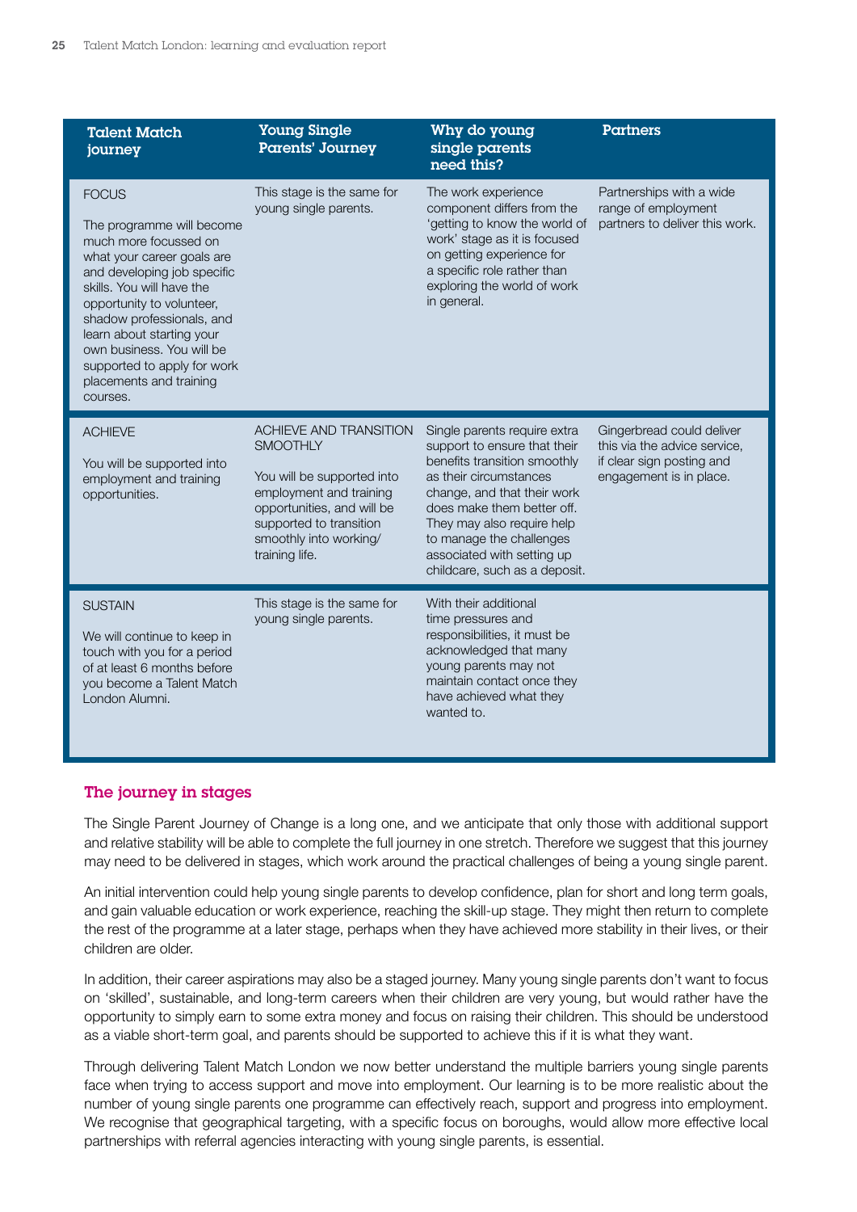| Talent Match journey | Young Single Parents' Journey | Why do young single parents need this? | Partners |
|---|---|---|---|
| FOCUS<br><br>The programme will become much more focussed on what your career goals are and developing job specific skills. You will have the opportunity to volunteer, shadow professionals, and learn about starting your own business. You will be supported to apply for work placements and training courses. | This stage is the same for young single parents. | The work experience component differs from the 'getting to know the world of work' stage as it is focused on getting experience for a specific role rather than exploring the world of work in general. | Partnerships with a wide range of employment partners to deliver this work. |
| ACHIEVE<br><br>You will be supported into employment and training opportunities. | ACHIEVE AND TRANSITION SMOOTHLY<br><br>You will be supported into employment and training opportunities, and will be supported to transition smoothly into working/ training life. | Single parents require extra support to ensure that their benefits transition smoothly as their circumstances change, and that their work does make them better off. They may also require help to manage the challenges associated with setting up childcare, such as a deposit. | Gingerbread could deliver this via the advice service, if clear sign posting and engagement is in place. |
| SUSTAIN<br><br>We will continue to keep in touch with you for a period of at least 6 months before you become a Talent Match London Alumni. | This stage is the same for young single parents. | With their additional time pressures and responsibilities, it must be acknowledged that many young parents may not maintain contact once they have achieved what they wanted to. | |

## The journey in stages

The Single Parent Journey of Change is a long one, and we anticipate that only those with additional support and relative stability will be able to complete the full journey in one stretch. Therefore we suggest that this journey may need to be delivered in stages, which work around the practical challenges of being a young single parent.

An initial intervention could help young single parents to develop confidence, plan for short and long term goals, and gain valuable education or work experience, reaching the skill-up stage. They might then return to complete the rest of the programme at a later stage, perhaps when they have achieved more stability in their lives, or their children are older.

In addition, their career aspirations may also be a staged journey. Many young single parents don't want to focus on 'skilled', sustainable, and long-term careers when their children are very young, but would rather have the opportunity to simply earn to some extra money and focus on raising their children. This should be understood as a viable short-term goal, and parents should be supported to achieve this if it is what they want.

Through delivering Talent Match London we now better understand the multiple barriers young single parents face when trying to access support and move into employment. Our learning is to be more realistic about the number of young single parents one programme can effectively reach, support and progress into employment. We recognise that geographical targeting, with a specific focus on boroughs, would allow more effective local partnerships with referral agencies interacting with young single parents, is essential.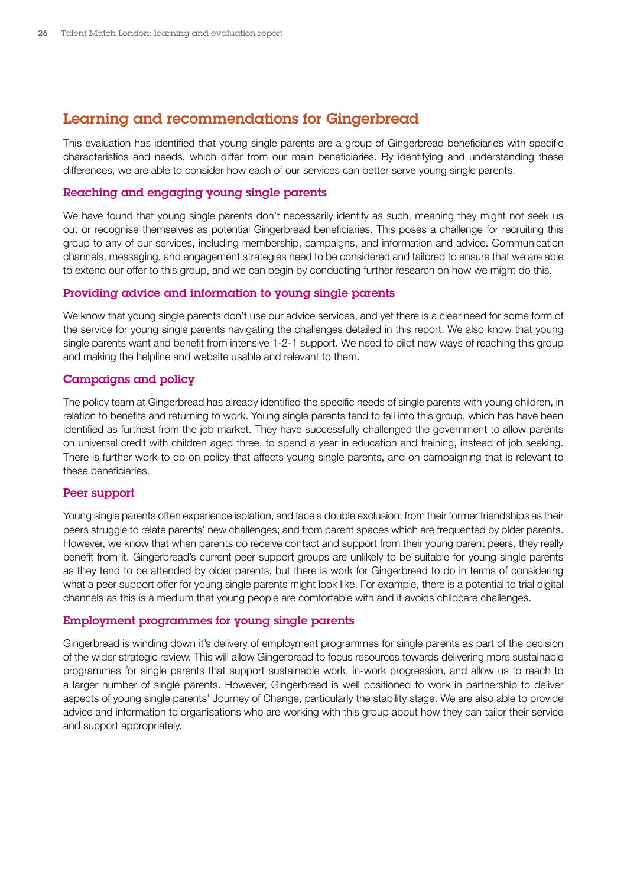## Learning and recommendations for Gingerbread

This evaluation has identified that young single parents are a group of Gingerbread beneficiaries with specific characteristics and needs, which differ from our main beneficiaries. By identifying and understanding these differences, we are able to consider how each of our services can better serve young single parents.

### Reaching and engaging young single parents

We have found that young single parents don't necessarily identify as such, meaning they might not seek us out or recognise themselves as potential Gingerbread beneficiaries. This poses a challenge for recruiting this group to any of our services, including membership, campaigns, and information and advice. Communication channels, messaging, and engagement strategies need to be considered and tailored to ensure that we are able to extend our offer to this group, and we can begin by conducting further research on how we might do this.

### Providing advice and information to young single parents

We know that young single parents don't use our advice services, and yet there is a clear need for some form of the service for young single parents navigating the challenges detailed in this report. We also know that young single parents want and benefit from intensive 1-2-1 support. We need to pilot new ways of reaching this group and making the helpline and website usable and relevant to them.

### Campaigns and policy

The policy team at Gingerbread has already identified the specific needs of single parents with young children, in relation to benefits and returning to work. Young single parents tend to fall into this group, which has have been identified as furthest from the job market. They have successfully challenged the government to allow parents on universal credit with children aged three, to spend a year in education and training, instead of job seeking. There is further work to do on policy that affects young single parents, and on campaigning that is relevant to these beneficiaries.

### Peer support

Young single parents often experience isolation, and face a double exclusion; from their former friendships as their peers struggle to relate parents' new challenges; and from parent spaces which are frequented by older parents. However, we know that when parents do receive contact and support from their young parent peers, they really benefit from it. Gingerbread's current peer support groups are unlikely to be suitable for young single parents as they tend to be attended by older parents, but there is work for Gingerbread to do in terms of considering what a peer support offer for young single parents might look like. For example, there is a potential to trial digital channels as this is a medium that young people are comfortable with and it avoids childcare challenges.

### Employment programmes for young single parents

Gingerbread is winding down it's delivery of employment programmes for single parents as part of the decision of the wider strategic review. This will allow Gingerbread to focus resources towards delivering more sustainable programmes for single parents that support sustainable work, in-work progression, and allow us to reach to a larger number of single parents. However, Gingerbread is well positioned to work in partnership to deliver aspects of young single parents' Journey of Change, particularly the stability stage. We are also able to provide advice and information to organisations who are working with this group about how they can tailor their service and support appropriately.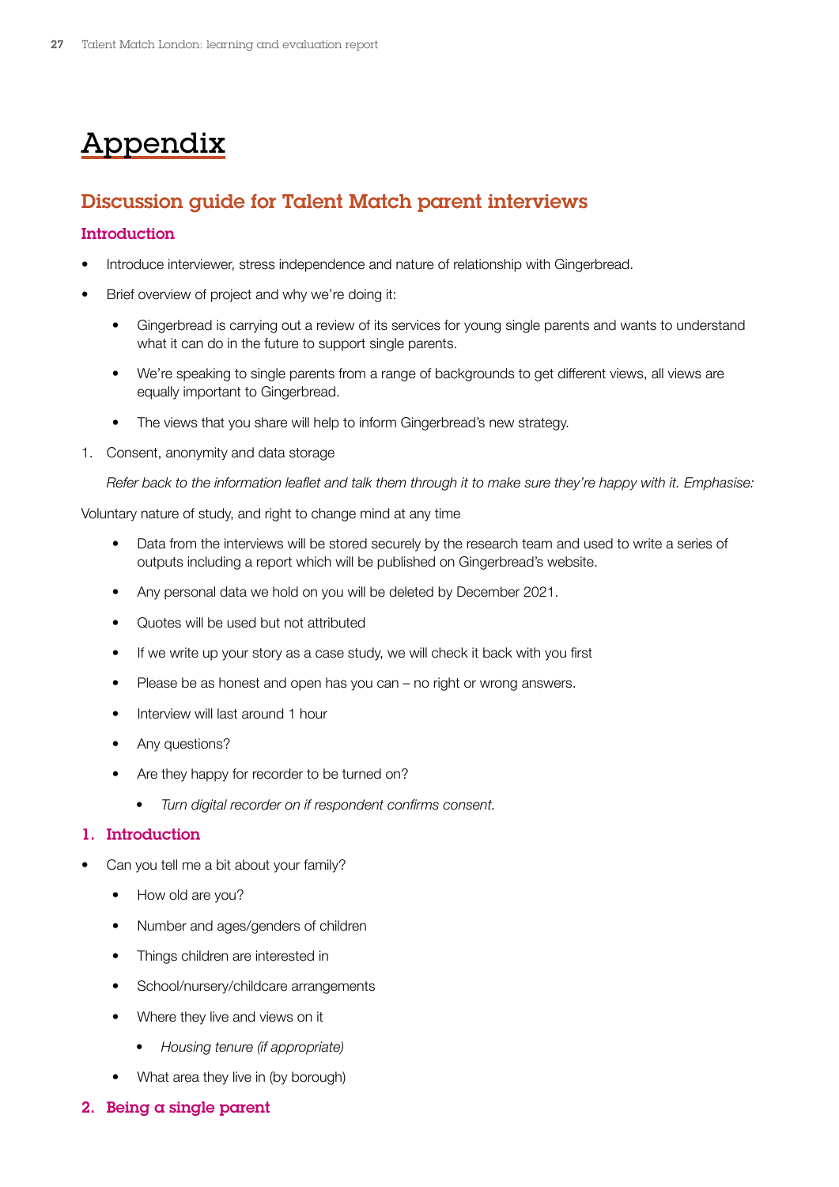# Appendix

## Discussion guide for Talent Match parent interviews

### Introduction

- Introduce interviewer, stress independence and nature of relationship with Gingerbread.
- Brief overview of project and why we're doing it:
  - Gingerbread is carrying out a review of its services for young single parents and wants to understand what it can do in the future to support single parents.
  - We're speaking to single parents from a range of backgrounds to get different views, all views are equally important to Gingerbread.
  - The views that you share will help to inform Gingerbread's new strategy.

1. Consent, anonymity and data storage

   *Refer back to the information leaflet and talk them through it to make sure they're happy with it. Emphasise:*

Voluntary nature of study, and right to change mind at any time

- Data from the interviews will be stored securely by the research team and used to write a series of outputs including a report which will be published on Gingerbread's website.
- Any personal data we hold on you will be deleted by December 2021.
- Quotes will be used but not attributed
- If we write up your story as a case study, we will check it back with you first
- Please be as honest and open has you can – no right or wrong answers.
- Interview will last around 1 hour
- Any questions?
- Are they happy for recorder to be turned on?
  - *Turn digital recorder on if respondent confirms consent.*

### 1. Introduction

- Can you tell me a bit about your family?
  - How old are you?
  - Number and ages/genders of children
  - Things children are interested in
  - School/nursery/childcare arrangements
  - Where they live and views on it
    - *Housing tenure (if appropriate)*
  - What area they live in (by borough)

### 2. Being a single parent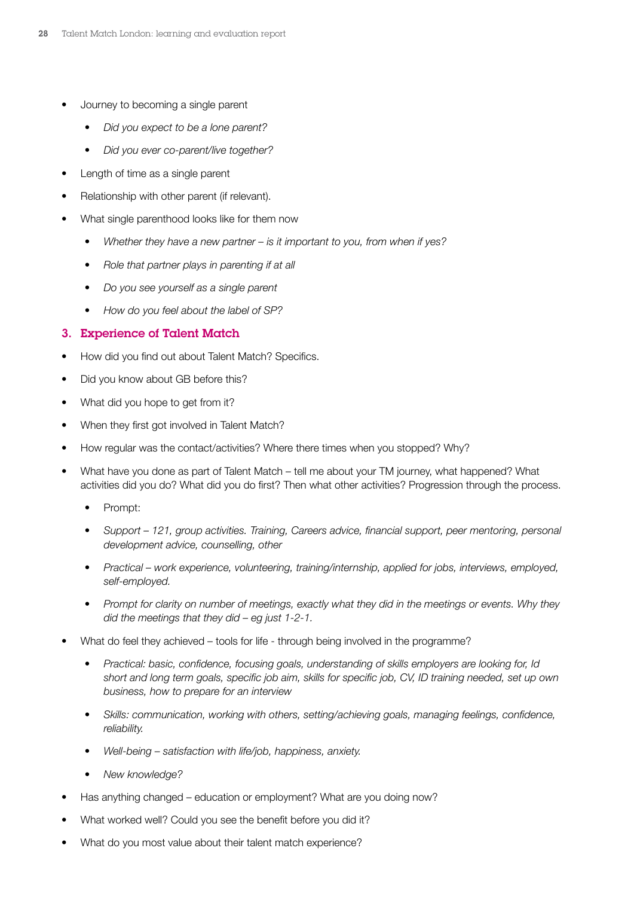- Journey to becoming a single parent
  - *Did you expect to be a lone parent?*
  - *Did you ever co-parent/live together?*
- Length of time as a single parent
- Relationship with other parent (if relevant).
- What single parenthood looks like for them now
  - *Whether they have a new partner – is it important to you, from when if yes?*
  - *Role that partner plays in parenting if at all*
  - *Do you see yourself as a single parent*
  - *How do you feel about the label of SP?*

### 3. Experience of Talent Match

- How did you find out about Talent Match? Specifics.
- Did you know about GB before this?
- What did you hope to get from it?
- When they first got involved in Talent Match?
- How regular was the contact/activities? Where there times when you stopped? Why?
- What have you done as part of Talent Match – tell me about your TM journey, what happened? What activities did you do? What did you do first? Then what other activities? Progression through the process.
  - Prompt:
  - *Support – 121, group activities. Training, Careers advice, financial support, peer mentoring, personal development advice, counselling, other*
  - *Practical – work experience, volunteering, training/internship, applied for jobs, interviews, employed, self-employed.*
  - *Prompt for clarity on number of meetings, exactly what they did in the meetings or events. Why they did the meetings that they did – eg just 1-2-1.*
- What do feel they achieved – tools for life - through being involved in the programme?
  - *Practical: basic, confidence, focusing goals, understanding of skills employers are looking for, Id short and long term goals, specific job aim, skills for specific job, CV, ID training needed, set up own business, how to prepare for an interview*
  - *Skills: communication, working with others, setting/achieving goals, managing feelings, confidence, reliability.*
  - *Well-being – satisfaction with life/job, happiness, anxiety.*
  - *New knowledge?*
- Has anything changed – education or employment? What are you doing now?
- What worked well? Could you see the benefit before you did it?
- What do you most value about their talent match experience?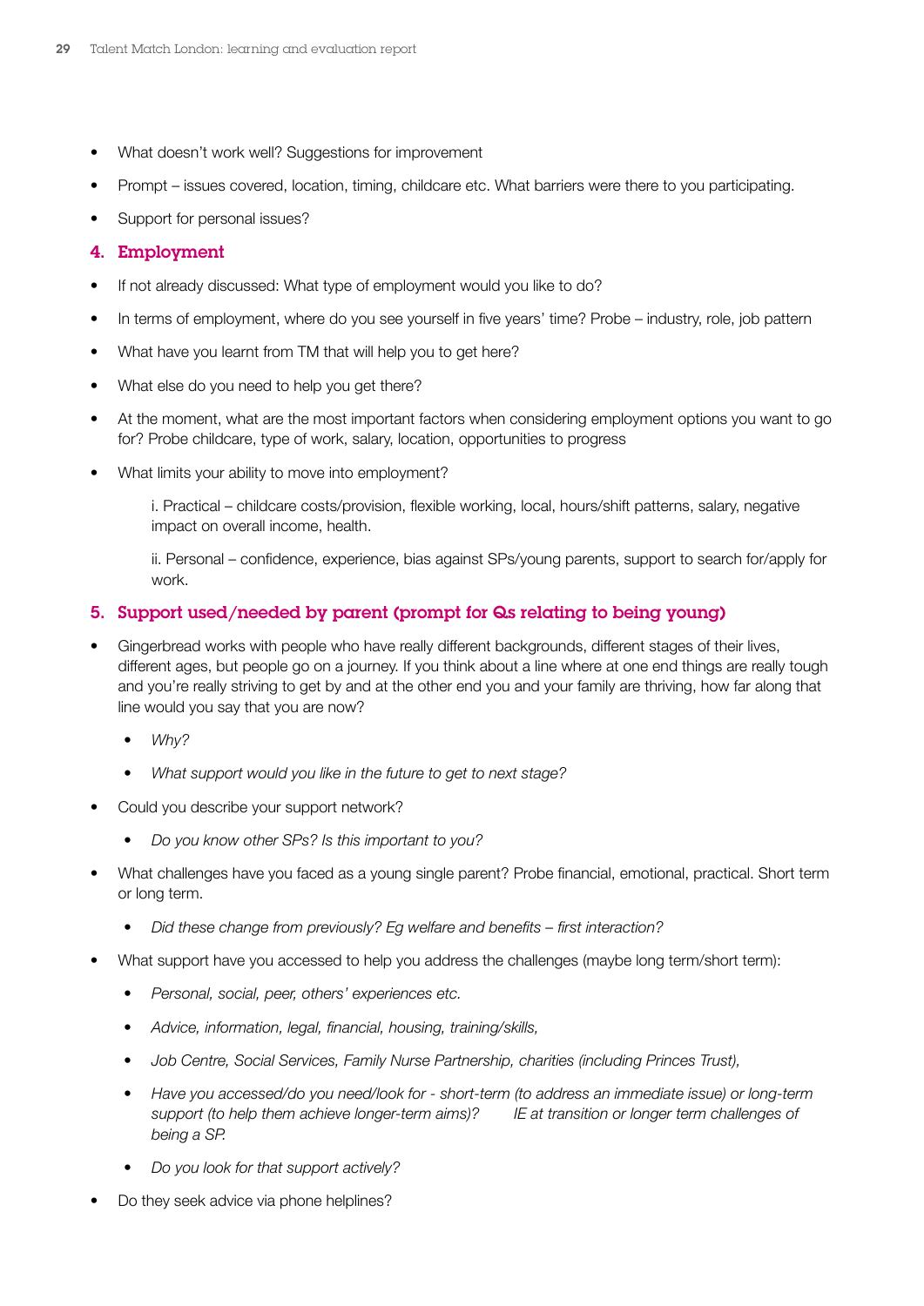- What doesn't work well? Suggestions for improvement
- Prompt – issues covered, location, timing, childcare etc. What barriers were there to you participating.
- Support for personal issues?

### 4. Employment

- If not already discussed: What type of employment would you like to do?
- In terms of employment, where do you see yourself in five years' time? Probe – industry, role, job pattern
- What have you learnt from TM that will help you to get here?
- What else do you need to help you get there?
- At the moment, what are the most important factors when considering employment options you want to go for? Probe childcare, type of work, salary, location, opportunities to progress
- What limits your ability to move into employment?

  i. Practical – childcare costs/provision, flexible working, local, hours/shift patterns, salary, negative impact on overall income, health.

  ii. Personal – confidence, experience, bias against SPs/young parents, support to search for/apply for work.

### 5. Support used/needed by parent (prompt for Qs relating to being young)

- Gingerbread works with people who have really different backgrounds, different stages of their lives, different ages, but people go on a journey. If you think about a line where at one end things are really tough and you're really striving to get by and at the other end you and your family are thriving, how far along that line would you say that you are now?
  - *Why?*
  - *What support would you like in the future to get to next stage?*
- Could you describe your support network?
  - *Do you know other SPs? Is this important to you?*
- What challenges have you faced as a young single parent? Probe financial, emotional, practical. Short term or long term.
  - *Did these change from previously? Eg welfare and benefits – first interaction?*
- What support have you accessed to help you address the challenges (maybe long term/short term):
  - *Personal, social, peer, others' experiences etc.*
  - *Advice, information, legal, financial, housing, training/skills,*
  - *Job Centre, Social Services, Family Nurse Partnership, charities (including Princes Trust),*
  - *Have you accessed/do you need/look for - short-term (to address an immediate issue) or long-term support (to help them achieve longer-term aims)? IE at transition or longer term challenges of being a SP.*
  - *Do you look for that support actively?*
- Do they seek advice via phone helplines?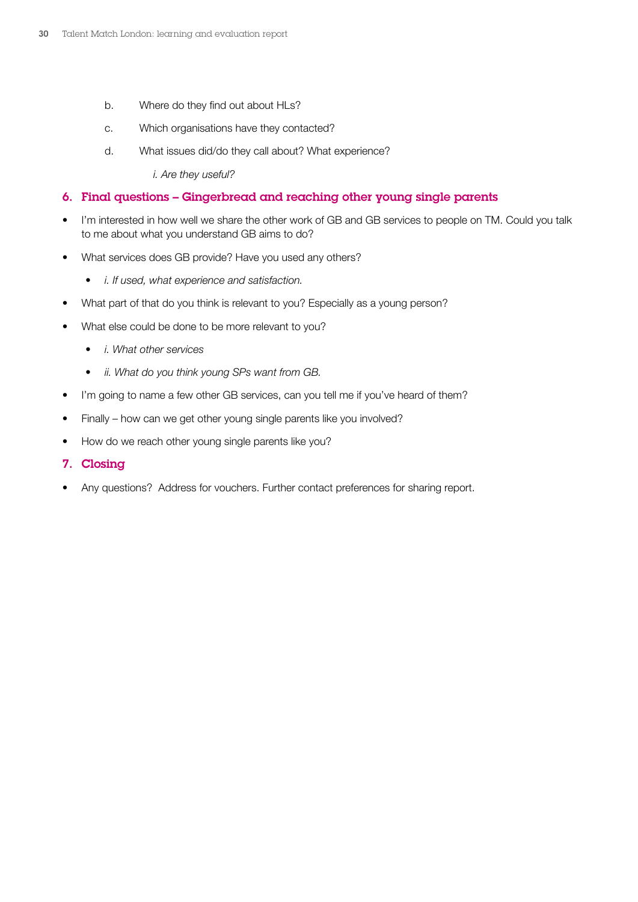b. Where do they find out about HLs?

c. Which organisations have they contacted?

d. What issues did/do they call about? What experience?

   *i. Are they useful?*

## 6. Final questions – Gingerbread and reaching other young single parents

- I'm interested in how well we share the other work of GB and GB services to people on TM. Could you talk to me about what you understand GB aims to do?
- What services does GB provide? Have you used any others?
  - *i. If used, what experience and satisfaction.*
- What part of that do you think is relevant to you? Especially as a young person?
- What else could be done to be more relevant to you?
  - *i. What other services*
  - *ii. What do you think young SPs want from GB.*
- I'm going to name a few other GB services, can you tell me if you've heard of them?
- Finally – how can we get other young single parents like you involved?
- How do we reach other young single parents like you?

## 7. Closing

- Any questions? Address for vouchers. Further contact preferences for sharing report.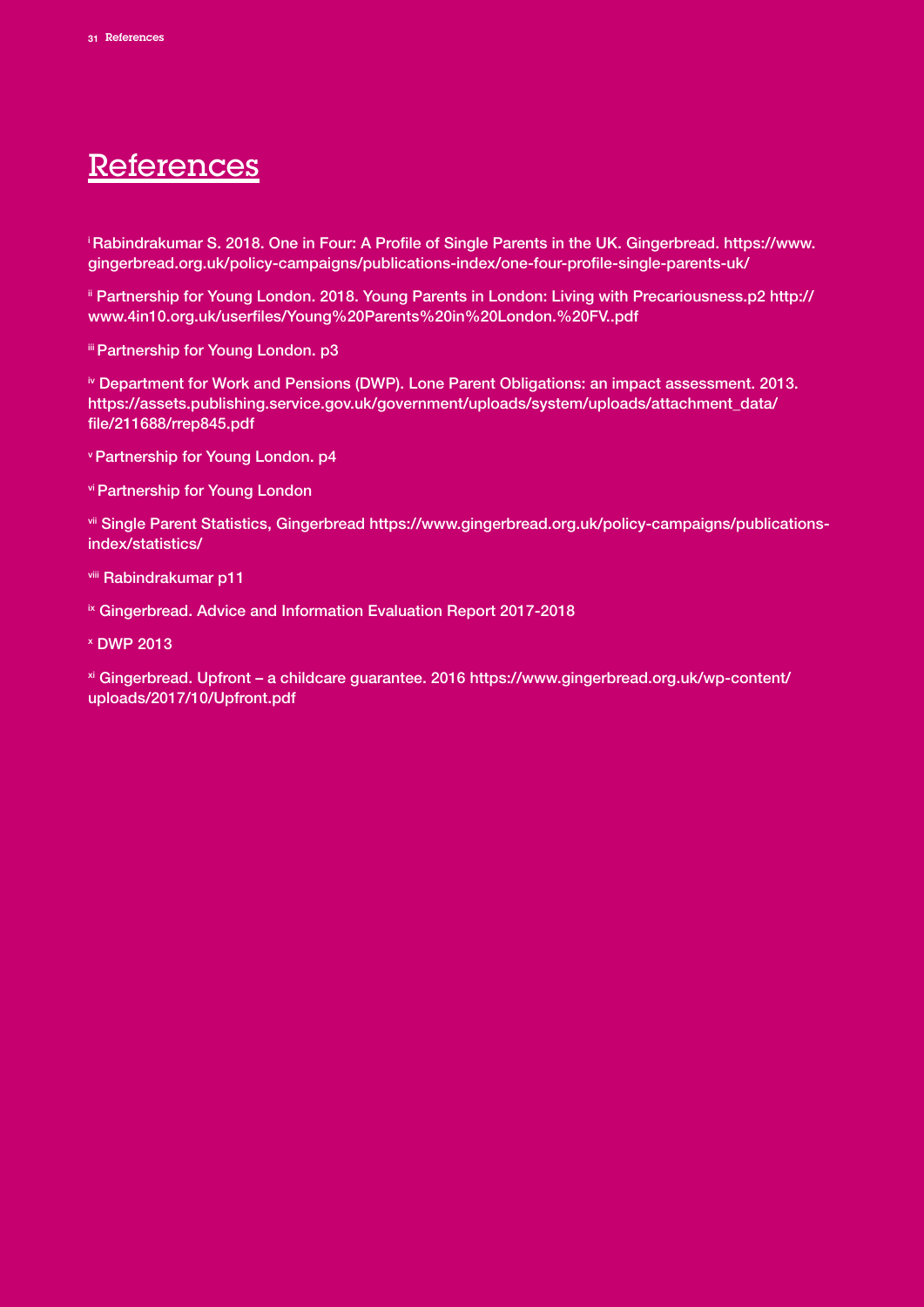# References

[i] Rabindrakumar S. 2018. One in Four: A Profile of Single Parents in the UK. Gingerbread. https://www.gingerbread.org.uk/policy-campaigns/publications-index/one-four-profile-single-parents-uk/

[ii] Partnership for Young London. 2018. Young Parents in London: Living with Precariousness.p2 http://www.4in10.org.uk/userfiles/Young%20Parents%20in%20London.%20FV..pdf

[iii] Partnership for Young London. p3

[iv] Department for Work and Pensions (DWP). Lone Parent Obligations: an impact assessment. 2013. https://assets.publishing.service.gov.uk/government/uploads/system/uploads/attachment_data/file/211688/rrep845.pdf

[v] Partnership for Young London. p4

[vi] Partnership for Young London

[vii] Single Parent Statistics, Gingerbread https://www.gingerbread.org.uk/policy-campaigns/publications-index/statistics/

[viii] Rabindrakumar p11

[ix] Gingerbread. Advice and Information Evaluation Report 2017-2018

[x] DWP 2013

[xi] Gingerbread. Upfront – a childcare guarantee. 2016 https://www.gingerbread.org.uk/wp-content/uploads/2017/10/Upfront.pdf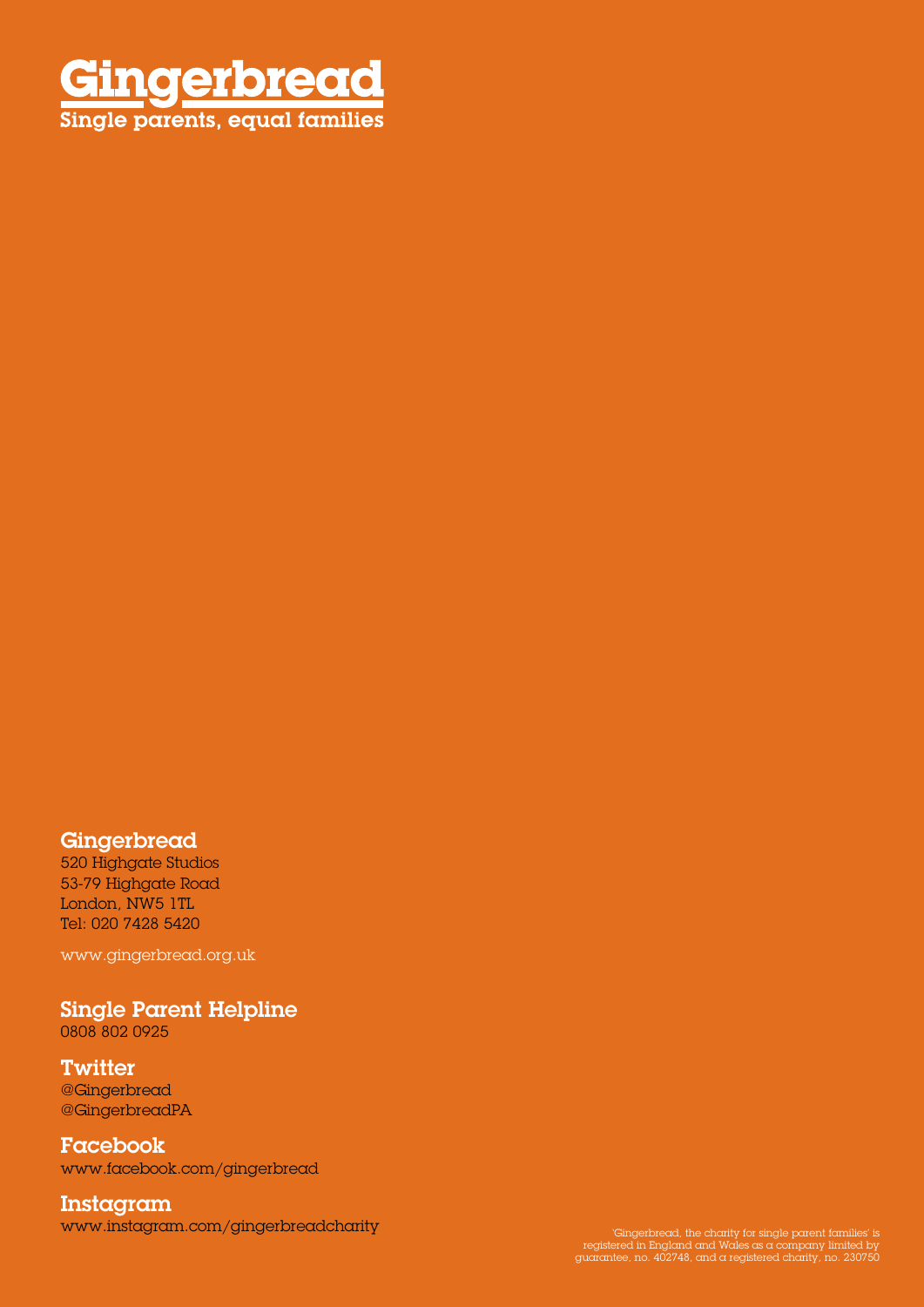# Gingerbread

Single parents, equal families

## Gingerbread

520 Highgate Studios
53-79 Highgate Road
London, NW5 1TL
Tel: 020 7428 5420

www.gingerbread.org.uk

## Single Parent Helpline

0808 802 0925

## Twitter

@Gingerbread
@GingerbreadPA

## Facebook

www.facebook.com/gingerbread

## Instagram

www.instagram.com/gingerbreadcharity

'Gingerbread, the charity for single parent families' is registered in England and Wales as a company limited by guarantee, no. 402748, and a registered charity, no. 230750